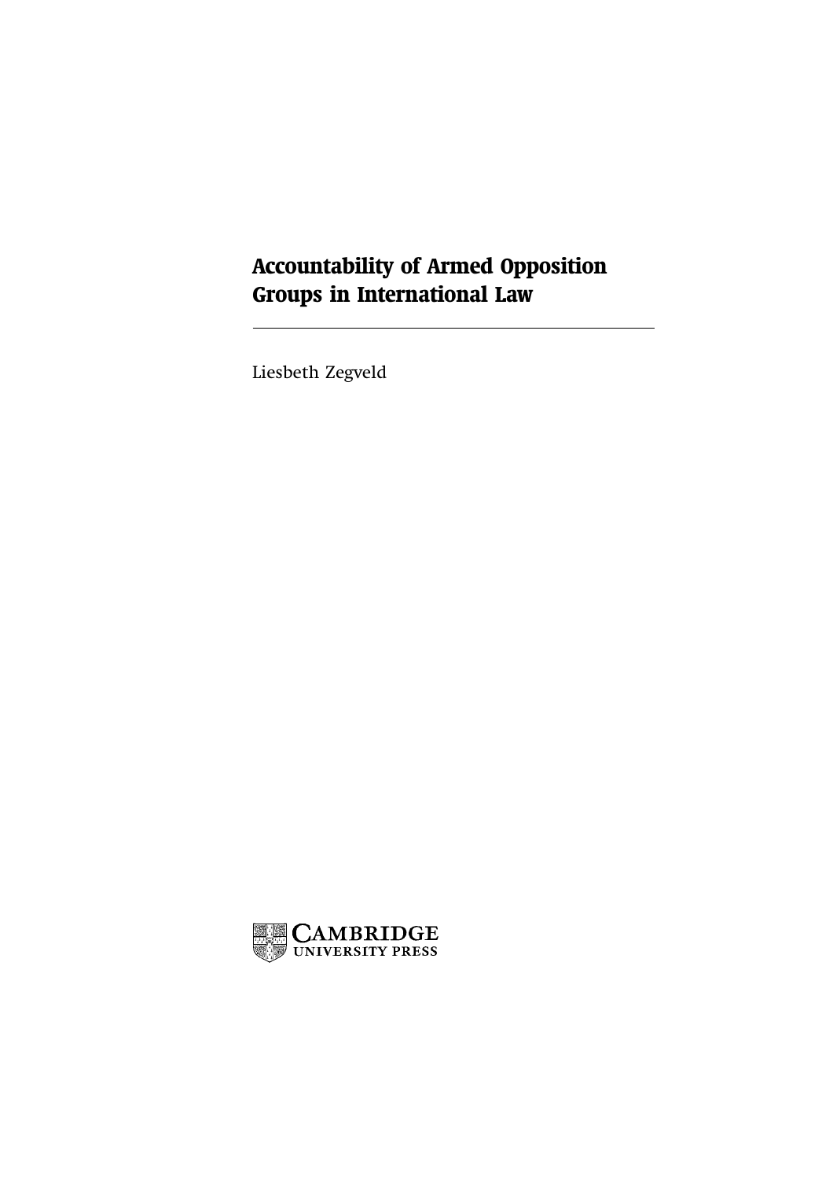# Accountability of Armed Opposition Groups in International Law

Liesbeth Zegveld

CAMBRIDGE
UNIVERSITY PRESS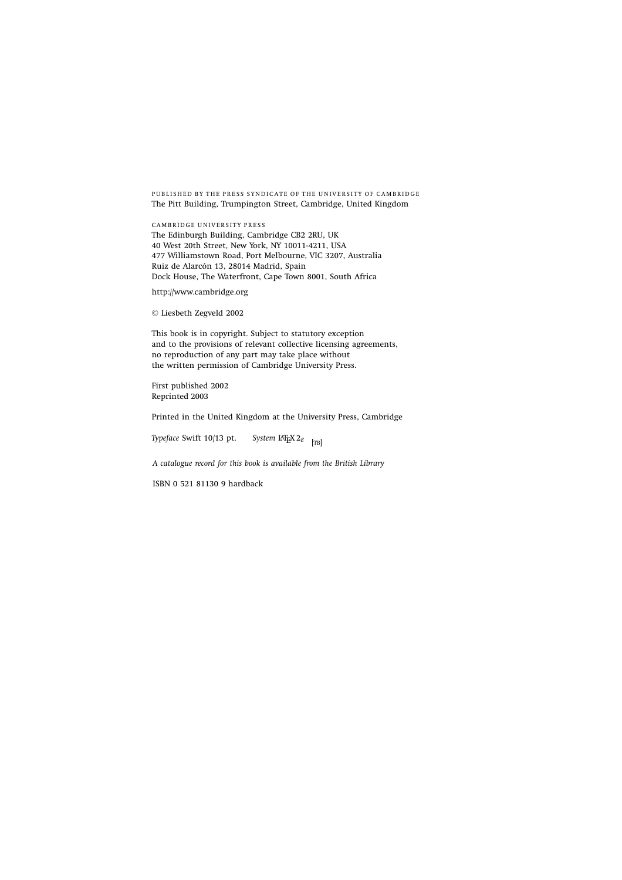PUBLISHED BY THE PRESS SYNDICATE OF THE UNIVERSITY OF CAMBRIDGE
The Pitt Building, Trumpington Street, Cambridge, United Kingdom

CAMBRIDGE UNIVERSITY PRESS
The Edinburgh Building, Cambridge CB2 2RU, UK
40 West 20th Street, New York, NY 10011-4211, USA
477 Williamstown Road, Port Melbourne, VIC 3207, Australia
Ruiz de Alarcón 13, 28014 Madrid, Spain
Dock House, The Waterfront, Cape Town 8001, South Africa

http://www.cambridge.org

© Liesbeth Zegveld 2002

This book is in copyright. Subject to statutory exception
and to the provisions of relevant collective licensing agreements,
no reproduction of any part may take place without
the written permission of Cambridge University Press.

First published 2002
Reprinted 2003

Printed in the United Kingdom at the University Press, Cambridge

*Typeface* Swift 10/13 pt. *System* LaTeX 2ε [TB]

*A catalogue record for this book is available from the British Library*

ISBN 0 521 81130 9 hardback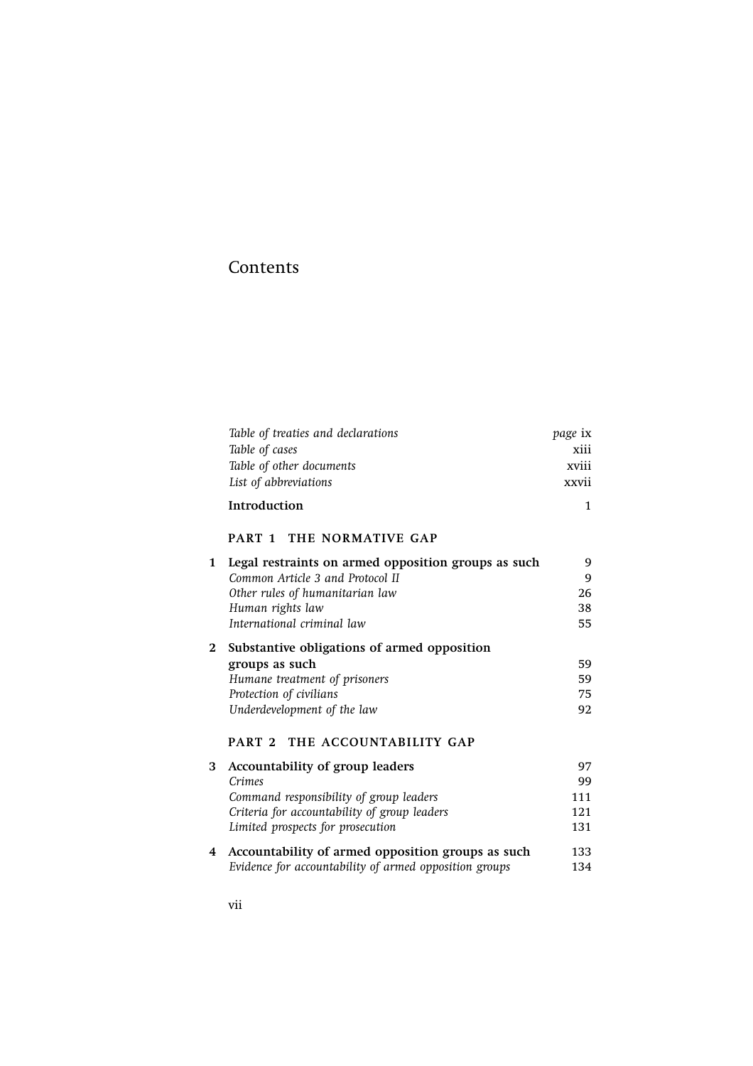# Contents

| | | |
|---|---|---|
| | *Table of treaties and declarations* | *page* ix |
| | *Table of cases* | xiii |
| | *Table of other documents* | xviii |
| | *List of abbreviations* | xxvii |
| | **Introduction** | 1 |
| | **PART 1 THE NORMATIVE GAP** | |
| **1** | **Legal restraints on armed opposition groups as such** | 9 |
| | *Common Article 3 and Protocol II* | 9 |
| | *Other rules of humanitarian law* | 26 |
| | *Human rights law* | 38 |
| | *International criminal law* | 55 |
| **2** | **Substantive obligations of armed opposition groups as such** | 59 |
| | *Humane treatment of prisoners* | 59 |
| | *Protection of civilians* | 75 |
| | *Underdevelopment of the law* | 92 |
| | **PART 2 THE ACCOUNTABILITY GAP** | |
| **3** | **Accountability of group leaders** | 97 |
| | *Crimes* | 99 |
| | *Command responsibility of group leaders* | 111 |
| | *Criteria for accountability of group leaders* | 121 |
| | *Limited prospects for prosecution* | 131 |
| **4** | **Accountability of armed opposition groups as such** | 133 |
| | *Evidence for accountability of armed opposition groups* | 134 |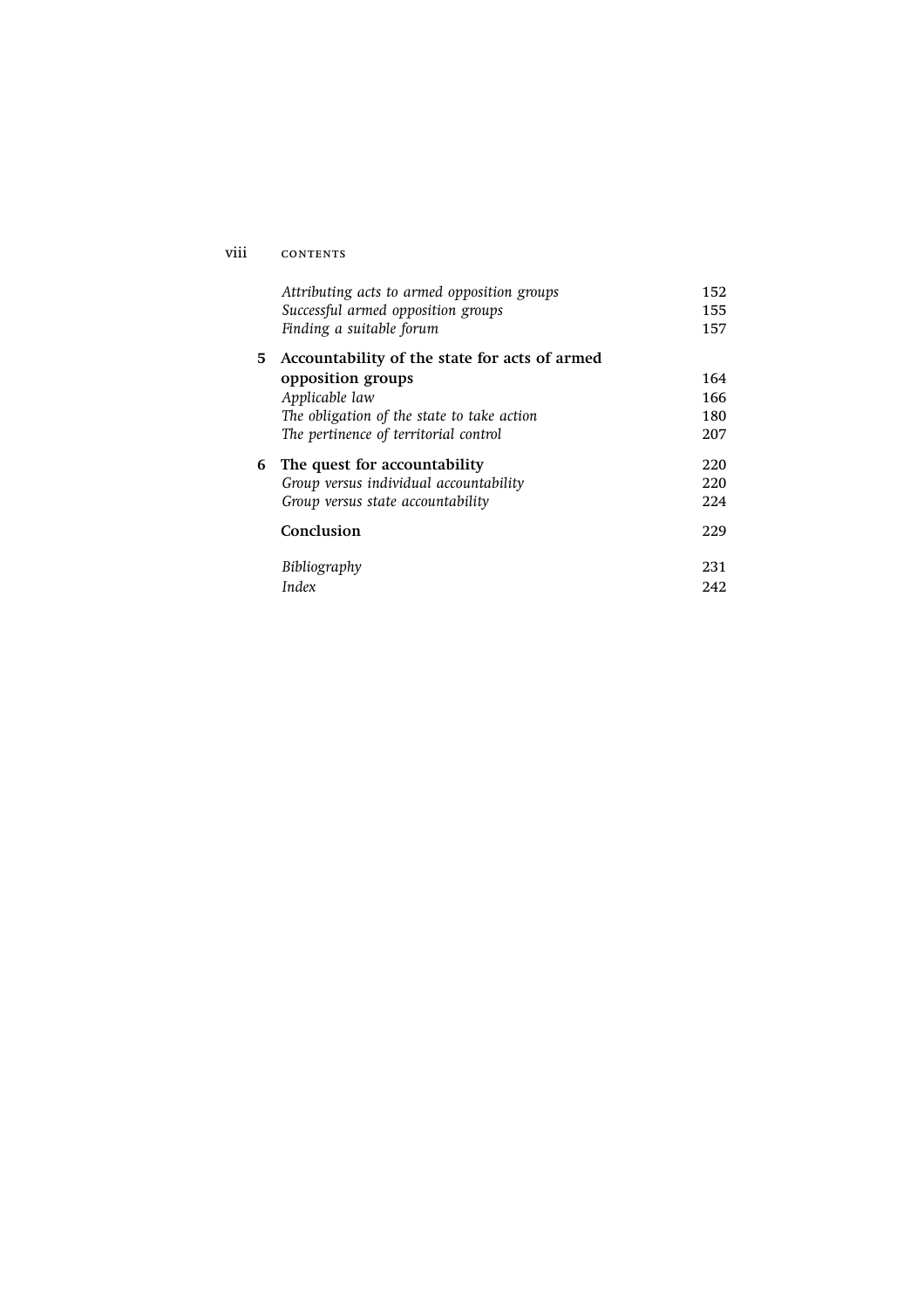| | | |
|---|---|---|
| | *Attributing acts to armed opposition groups* | 152 |
| | *Successful armed opposition groups* | 155 |
| | *Finding a suitable forum* | 157 |
| **5** | **Accountability of the state for acts of armed opposition groups** | 164 |
| | *Applicable law* | 166 |
| | *The obligation of the state to take action* | 180 |
| | *The pertinence of territorial control* | 207 |
| **6** | **The quest for accountability** | 220 |
| | *Group versus individual accountability* | 220 |
| | *Group versus state accountability* | 224 |
| | **Conclusion** | 229 |
| | *Bibliography* | 231 |
| | *Index* | 242 |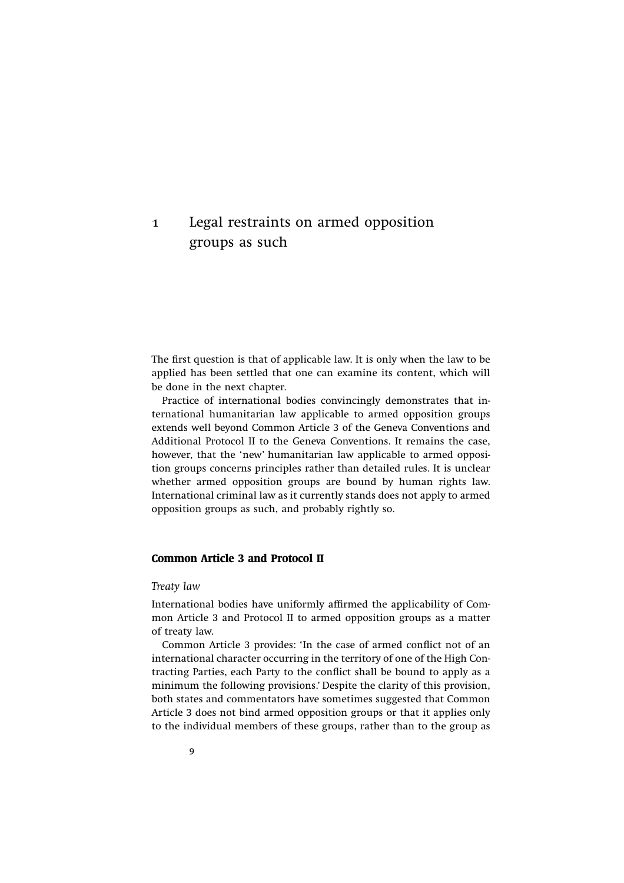# 1 Legal restraints on armed opposition groups as such

The first question is that of applicable law. It is only when the law to be applied has been settled that one can examine its content, which will be done in the next chapter.

Practice of international bodies convincingly demonstrates that international humanitarian law applicable to armed opposition groups extends well beyond Common Article 3 of the Geneva Conventions and Additional Protocol II to the Geneva Conventions. It remains the case, however, that the 'new' humanitarian law applicable to armed opposition groups concerns principles rather than detailed rules. It is unclear whether armed opposition groups are bound by human rights law. International criminal law as it currently stands does not apply to armed opposition groups as such, and probably rightly so.

## Common Article 3 and Protocol II

### *Treaty law*

International bodies have uniformly affirmed the applicability of Common Article 3 and Protocol II to armed opposition groups as a matter of treaty law.

Common Article 3 provides: 'In the case of armed conflict not of an international character occurring in the territory of one of the High Contracting Parties, each Party to the conflict shall be bound to apply as a minimum the following provisions.' Despite the clarity of this provision, both states and commentators have sometimes suggested that Common Article 3 does not bind armed opposition groups or that it applies only to the individual members of these groups, rather than to the group as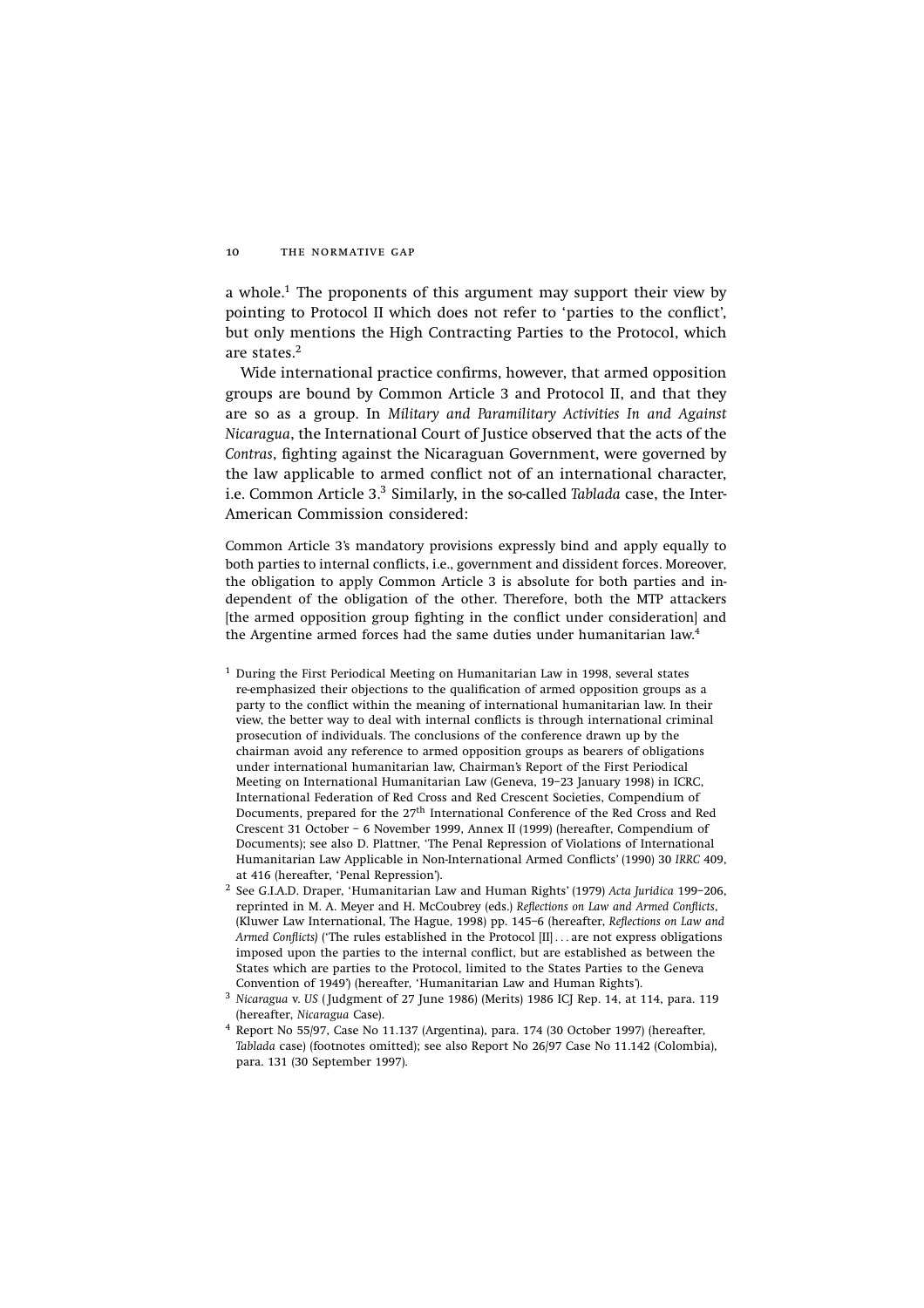a whole.[1] The proponents of this argument may support their view by pointing to Protocol II which does not refer to 'parties to the conflict', but only mentions the High Contracting Parties to the Protocol, which are states.[2]

Wide international practice confirms, however, that armed opposition groups are bound by Common Article 3 and Protocol II, and that they are so as a group. In *Military and Paramilitary Activities In and Against Nicaragua*, the International Court of Justice observed that the acts of the *Contras*, fighting against the Nicaraguan Government, were governed by the law applicable to armed conflict not of an international character, i.e. Common Article 3.[3] Similarly, in the so-called *Tablada* case, the Inter-American Commission considered:

> Common Article 3's mandatory provisions expressly bind and apply equally to both parties to internal conflicts, i.e., government and dissident forces. Moreover, the obligation to apply Common Article 3 is absolute for both parties and independent of the obligation of the other. Therefore, both the MTP attackers [the armed opposition group fighting in the conflict under consideration] and the Argentine armed forces had the same duties under humanitarian law.[4]

[1] During the First Periodical Meeting on Humanitarian Law in 1998, several states re-emphasized their objections to the qualification of armed opposition groups as a party to the conflict within the meaning of international humanitarian law. In their view, the better way to deal with internal conflicts is through international criminal prosecution of individuals. The conclusions of the conference drawn up by the chairman avoid any reference to armed opposition groups as bearers of obligations under international humanitarian law, Chairman's Report of the First Periodical Meeting on International Humanitarian Law (Geneva, 19–23 January 1998) in ICRC, International Federation of Red Cross and Red Crescent Societies, Compendium of Documents, prepared for the 27th International Conference of the Red Cross and Red Crescent 31 October – 6 November 1999, Annex II (1999) (hereafter, Compendium of Documents); see also D. Plattner, 'The Penal Repression of Violations of International Humanitarian Law Applicable in Non-International Armed Conflicts' (1990) 30 *IRRC* 409, at 416 (hereafter, 'Penal Repression').

[2] See G.I.A.D. Draper, 'Humanitarian Law and Human Rights' (1979) *Acta Juridica* 199–206, reprinted in M. A. Meyer and H. McCoubrey (eds.) *Reflections on Law and Armed Conflicts*, (Kluwer Law International, The Hague, 1998) pp. 145–6 (hereafter, *Reflections on Law and Armed Conflicts*) ('The rules established in the Protocol [II] . . . are not express obligations imposed upon the parties to the internal conflict, but are established as between the States which are parties to the Protocol, limited to the States Parties to the Geneva Convention of 1949') (hereafter, 'Humanitarian Law and Human Rights').

[3] *Nicaragua* v. *US* (Judgment of 27 June 1986) (Merits) 1986 ICJ Rep. 14, at 114, para. 119 (hereafter, *Nicaragua* Case).

[4] Report No 55/97, Case No 11.137 (Argentina), para. 174 (30 October 1997) (hereafter, *Tablada* case) (footnotes omitted); see also Report No 26/97 Case No 11.142 (Colombia), para. 131 (30 September 1997).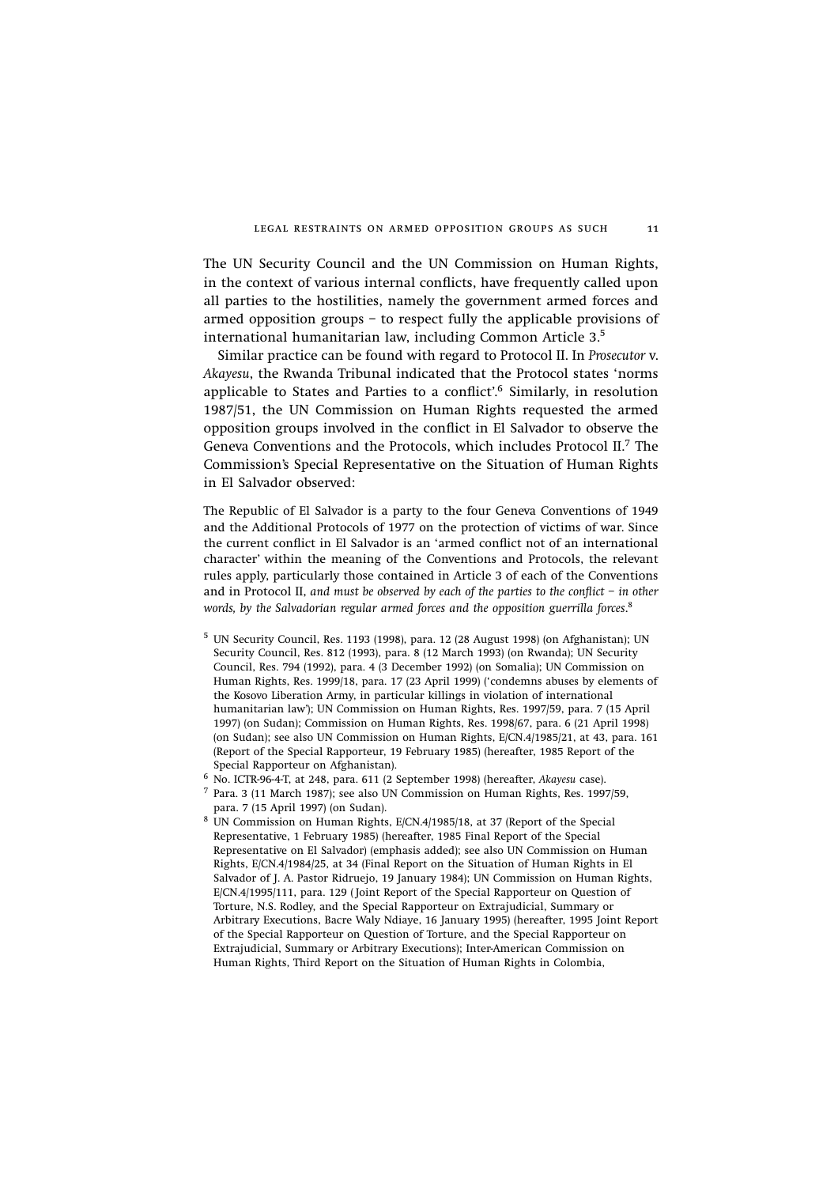The UN Security Council and the UN Commission on Human Rights, in the context of various internal conflicts, have frequently called upon all parties to the hostilities, namely the government armed forces and armed opposition groups – to respect fully the applicable provisions of international humanitarian law, including Common Article 3.[5]

Similar practice can be found with regard to Protocol II. In *Prosecutor* v. *Akayesu*, the Rwanda Tribunal indicated that the Protocol states 'norms applicable to States and Parties to a conflict'.[6] Similarly, in resolution 1987/51, the UN Commission on Human Rights requested the armed opposition groups involved in the conflict in El Salvador to observe the Geneva Conventions and the Protocols, which includes Protocol II.[7] The Commission's Special Representative on the Situation of Human Rights in El Salvador observed:

> The Republic of El Salvador is a party to the four Geneva Conventions of 1949 and the Additional Protocols of 1977 on the protection of victims of war. Since the current conflict in El Salvador is an 'armed conflict not of an international character' within the meaning of the Conventions and Protocols, the relevant rules apply, particularly those contained in Article 3 of each of the Conventions and in Protocol II, *and must be observed by each of the parties to the conflict – in other words, by the Salvadorian regular armed forces and the opposition guerrilla forces*.[8]

[5] UN Security Council, Res. 1193 (1998), para. 12 (28 August 1998) (on Afghanistan); UN Security Council, Res. 812 (1993), para. 8 (12 March 1993) (on Rwanda); UN Security Council, Res. 794 (1992), para. 4 (3 December 1992) (on Somalia); UN Commission on Human Rights, Res. 1999/18, para. 17 (23 April 1999) ('condemns abuses by elements of the Kosovo Liberation Army, in particular killings in violation of international humanitarian law'); UN Commission on Human Rights, Res. 1997/59, para. 7 (15 April 1997) (on Sudan); Commission on Human Rights, Res. 1998/67, para. 6 (21 April 1998) (on Sudan); see also UN Commission on Human Rights, E/CN.4/1985/21, at 43, para. 161 (Report of the Special Rapporteur, 19 February 1985) (hereafter, 1985 Report of the Special Rapporteur on Afghanistan).

[6] No. ICTR-96-4-T, at 248, para. 611 (2 September 1998) (hereafter, *Akayesu* case).

[7] Para. 3 (11 March 1987); see also UN Commission on Human Rights, Res. 1997/59, para. 7 (15 April 1997) (on Sudan).

[8] UN Commission on Human Rights, E/CN.4/1985/18, at 37 (Report of the Special Representative, 1 February 1985) (hereafter, 1985 Final Report of the Special Representative on El Salvador) (emphasis added); see also UN Commission on Human Rights, E/CN.4/1984/25, at 34 (Final Report on the Situation of Human Rights in El Salvador of J. A. Pastor Ridruejo, 19 January 1984); UN Commission on Human Rights, E/CN.4/1995/111, para. 129 (Joint Report of the Special Rapporteur on Question of Torture, N.S. Rodley, and the Special Rapporteur on Extrajudicial, Summary or Arbitrary Executions, Bacre Waly Ndiaye, 16 January 1995) (hereafter, 1995 Joint Report of the Special Rapporteur on Question of Torture, and the Special Rapporteur on Extrajudicial, Summary or Arbitrary Executions); Inter-American Commission on Human Rights, Third Report on the Situation of Human Rights in Colombia,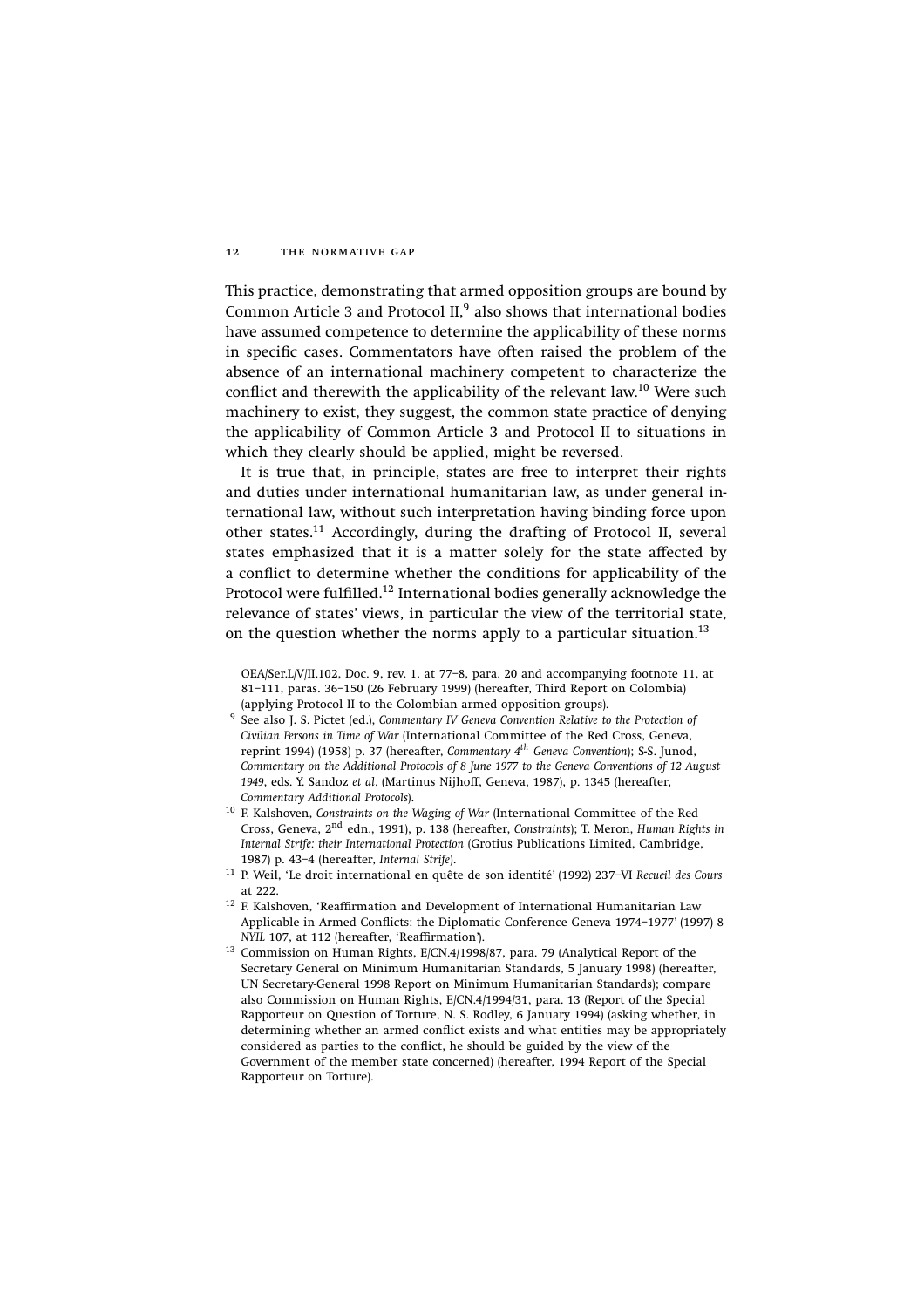This practice, demonstrating that armed opposition groups are bound by Common Article 3 and Protocol II,[9] also shows that international bodies have assumed competence to determine the applicability of these norms in specific cases. Commentators have often raised the problem of the absence of an international machinery competent to characterize the conflict and therewith the applicability of the relevant law.[10] Were such machinery to exist, they suggest, the common state practice of denying the applicability of Common Article 3 and Protocol II to situations in which they clearly should be applied, might be reversed.

It is true that, in principle, states are free to interpret their rights and duties under international humanitarian law, as under general international law, without such interpretation having binding force upon other states.[11] Accordingly, during the drafting of Protocol II, several states emphasized that it is a matter solely for the state affected by a conflict to determine whether the conditions for applicability of the Protocol were fulfilled.[12] International bodies generally acknowledge the relevance of states' views, in particular the view of the territorial state, on the question whether the norms apply to a particular situation.[13]

OEA/Ser.L/V/II.102, Doc. 9, rev. 1, at 77–8, para. 20 and accompanying footnote 11, at 81–111, paras. 36–150 (26 February 1999) (hereafter, Third Report on Colombia) (applying Protocol II to the Colombian armed opposition groups).

[9] See also J. S. Pictet (ed.), *Commentary IV Geneva Convention Relative to the Protection of Civilian Persons in Time of War* (International Committee of the Red Cross, Geneva, reprint 1994) (1958) p. 37 (hereafter, *Commentary 4th Geneva Convention*); S-S. Junod, *Commentary on the Additional Protocols of 8 June 1977 to the Geneva Conventions of 12 August 1949*, eds. Y. Sandoz *et al*. (Martinus Nijhoff, Geneva, 1987), p. 1345 (hereafter, *Commentary Additional Protocols*).

[10] F. Kalshoven, *Constraints on the Waging of War* (International Committee of the Red Cross, Geneva, 2nd edn., 1991), p. 138 (hereafter, *Constraints*); T. Meron, *Human Rights in Internal Strife: their International Protection* (Grotius Publications Limited, Cambridge, 1987) p. 43–4 (hereafter, *Internal Strife*).

[11] P. Weil, 'Le droit international en quête de son identité' (1992) 237–VI *Recueil des Cours* at 222.

[12] F. Kalshoven, 'Reaffirmation and Development of International Humanitarian Law Applicable in Armed Conflicts: the Diplomatic Conference Geneva 1974–1977' (1997) 8 *NYIL* 107, at 112 (hereafter, 'Reaffirmation').

[13] Commission on Human Rights, E/CN.4/1998/87, para. 79 (Analytical Report of the Secretary General on Minimum Humanitarian Standards, 5 January 1998) (hereafter, UN Secretary-General 1998 Report on Minimum Humanitarian Standards); compare also Commission on Human Rights, E/CN.4/1994/31, para. 13 (Report of the Special Rapporteur on Question of Torture, N. S. Rodley, 6 January 1994) (asking whether, in determining whether an armed conflict exists and what entities may be appropriately considered as parties to the conflict, he should be guided by the view of the Government of the member state concerned) (hereafter, 1994 Report of the Special Rapporteur on Torture).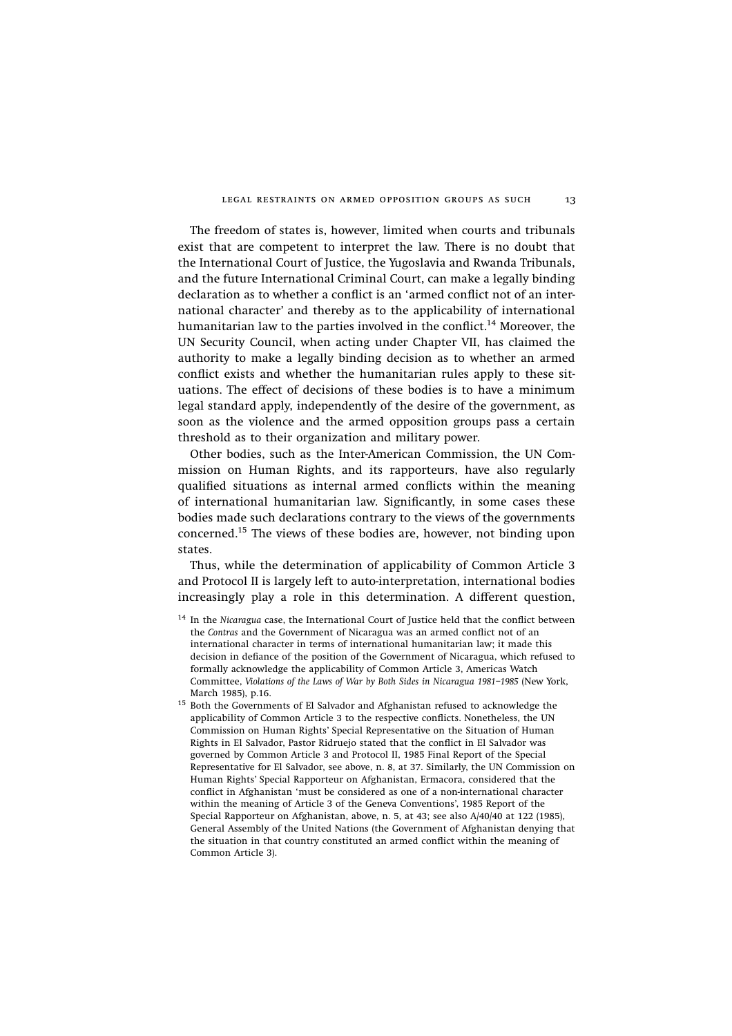The freedom of states is, however, limited when courts and tribunals exist that are competent to interpret the law. There is no doubt that the International Court of Justice, the Yugoslavia and Rwanda Tribunals, and the future International Criminal Court, can make a legally binding declaration as to whether a conflict is an 'armed conflict not of an international character' and thereby as to the applicability of international humanitarian law to the parties involved in the conflict.[14] Moreover, the UN Security Council, when acting under Chapter VII, has claimed the authority to make a legally binding decision as to whether an armed conflict exists and whether the humanitarian rules apply to these situations. The effect of decisions of these bodies is to have a minimum legal standard apply, independently of the desire of the government, as soon as the violence and the armed opposition groups pass a certain threshold as to their organization and military power.

Other bodies, such as the Inter-American Commission, the UN Commission on Human Rights, and its rapporteurs, have also regularly qualified situations as internal armed conflicts within the meaning of international humanitarian law. Significantly, in some cases these bodies made such declarations contrary to the views of the governments concerned.[15] The views of these bodies are, however, not binding upon states.

Thus, while the determination of applicability of Common Article 3 and Protocol II is largely left to auto-interpretation, international bodies increasingly play a role in this determination. A different question,

[14] In the *Nicaragua* case, the International Court of Justice held that the conflict between the *Contras* and the Government of Nicaragua was an armed conflict not of an international character in terms of international humanitarian law; it made this decision in defiance of the position of the Government of Nicaragua, which refused to formally acknowledge the applicability of Common Article 3, Americas Watch Committee, *Violations of the Laws of War by Both Sides in Nicaragua 1981–1985* (New York, March 1985), p.16.

[15] Both the Governments of El Salvador and Afghanistan refused to acknowledge the applicability of Common Article 3 to the respective conflicts. Nonetheless, the UN Commission on Human Rights' Special Representative on the Situation of Human Rights in El Salvador, Pastor Ridruejo stated that the conflict in El Salvador was governed by Common Article 3 and Protocol II, 1985 Final Report of the Special Representative for El Salvador, see above, n. 8, at 37. Similarly, the UN Commission on Human Rights' Special Rapporteur on Afghanistan, Ermacora, considered that the conflict in Afghanistan 'must be considered as one of a non-international character within the meaning of Article 3 of the Geneva Conventions', 1985 Report of the Special Rapporteur on Afghanistan, above, n. 5, at 43; see also A/40/40 at 122 (1985), General Assembly of the United Nations (the Government of Afghanistan denying that the situation in that country constituted an armed conflict within the meaning of Common Article 3).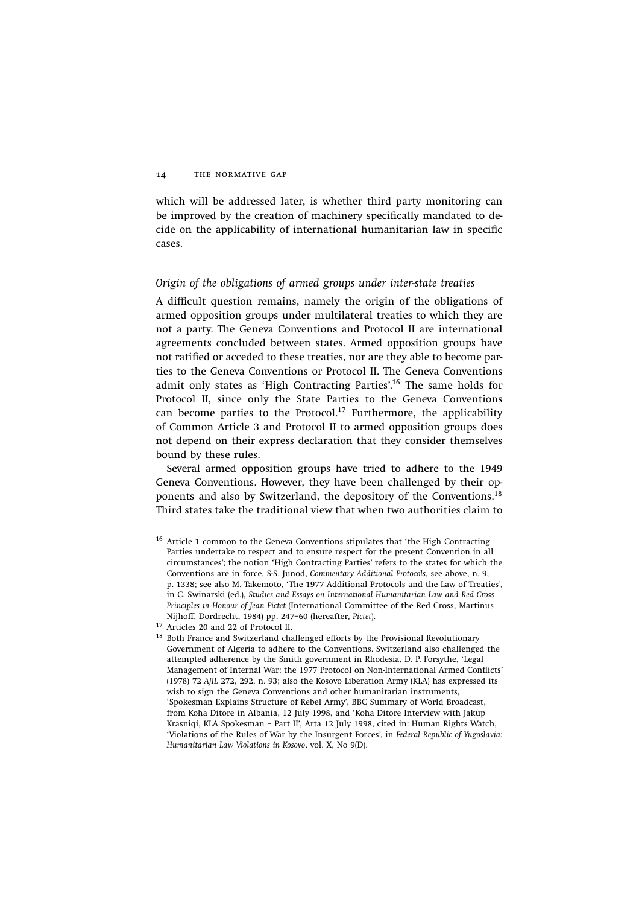which will be addressed later, is whether third party monitoring can be improved by the creation of machinery specifically mandated to decide on the applicability of international humanitarian law in specific cases.

### *Origin of the obligations of armed groups under inter-state treaties*

A difficult question remains, namely the origin of the obligations of armed opposition groups under multilateral treaties to which they are not a party. The Geneva Conventions and Protocol II are international agreements concluded between states. Armed opposition groups have not ratified or acceded to these treaties, nor are they able to become parties to the Geneva Conventions or Protocol II. The Geneva Conventions admit only states as 'High Contracting Parties'.[16] The same holds for Protocol II, since only the State Parties to the Geneva Conventions can become parties to the Protocol.[17] Furthermore, the applicability of Common Article 3 and Protocol II to armed opposition groups does not depend on their express declaration that they consider themselves bound by these rules.

Several armed opposition groups have tried to adhere to the 1949 Geneva Conventions. However, they have been challenged by their opponents and also by Switzerland, the depository of the Conventions.[18] Third states take the traditional view that when two authorities claim to

[16] Article 1 common to the Geneva Conventions stipulates that 'the High Contracting Parties undertake to respect and to ensure respect for the present Convention in all circumstances'; the notion 'High Contracting Parties' refers to the states for which the Conventions are in force, S-S. Junod, *Commentary Additional Protocols*, see above, n. 9, p. 1338; see also M. Takemoto, 'The 1977 Additional Protocols and the Law of Treaties', in C. Swinarski (ed.), *Studies and Essays on International Humanitarian Law and Red Cross Principles in Honour of Jean Pictet* (International Committee of the Red Cross, Martinus Nijhoff, Dordrecht, 1984) pp. 247–60 (hereafter, *Pictet*).

[17] Articles 20 and 22 of Protocol II.

[18] Both France and Switzerland challenged efforts by the Provisional Revolutionary Government of Algeria to adhere to the Conventions. Switzerland also challenged the attempted adherence by the Smith government in Rhodesia, D. P. Forsythe, 'Legal Management of Internal War: the 1977 Protocol on Non-International Armed Conflicts' (1978) 72 *AJIL* 272, 292, n. 93; also the Kosovo Liberation Army (KLA) has expressed its wish to sign the Geneva Conventions and other humanitarian instruments, 'Spokesman Explains Structure of Rebel Army', BBC Summary of World Broadcast, from Koha Ditore in Albania, 12 July 1998, and 'Koha Ditore Interview with Jakup Krasniqi, KLA Spokesman – Part II', Arta 12 July 1998, cited in: Human Rights Watch, 'Violations of the Rules of War by the Insurgent Forces', in *Federal Republic of Yugoslavia: Humanitarian Law Violations in Kosovo*, vol. X, No 9(D).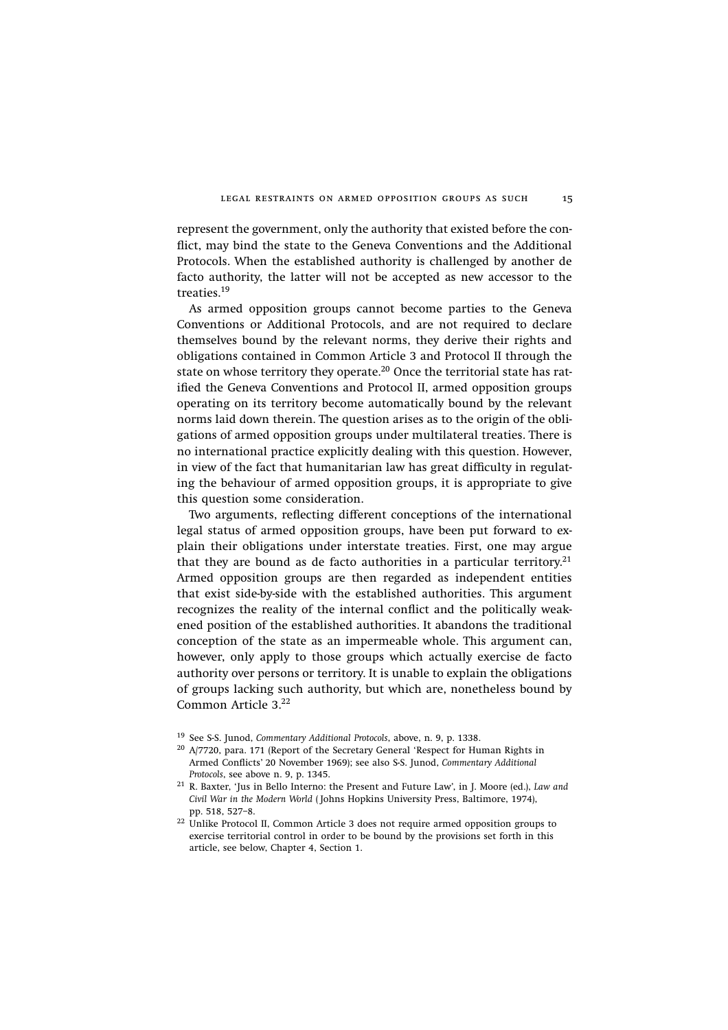represent the government, only the authority that existed before the conflict, may bind the state to the Geneva Conventions and the Additional Protocols. When the established authority is challenged by another de facto authority, the latter will not be accepted as new accessor to the treaties.[19]

As armed opposition groups cannot become parties to the Geneva Conventions or Additional Protocols, and are not required to declare themselves bound by the relevant norms, they derive their rights and obligations contained in Common Article 3 and Protocol II through the state on whose territory they operate.[20] Once the territorial state has ratified the Geneva Conventions and Protocol II, armed opposition groups operating on its territory become automatically bound by the relevant norms laid down therein. The question arises as to the origin of the obligations of armed opposition groups under multilateral treaties. There is no international practice explicitly dealing with this question. However, in view of the fact that humanitarian law has great difficulty in regulating the behaviour of armed opposition groups, it is appropriate to give this question some consideration.

Two arguments, reflecting different conceptions of the international legal status of armed opposition groups, have been put forward to explain their obligations under interstate treaties. First, one may argue that they are bound as de facto authorities in a particular territory.[21] Armed opposition groups are then regarded as independent entities that exist side-by-side with the established authorities. This argument recognizes the reality of the internal conflict and the politically weakened position of the established authorities. It abandons the traditional conception of the state as an impermeable whole. This argument can, however, only apply to those groups which actually exercise de facto authority over persons or territory. It is unable to explain the obligations of groups lacking such authority, but which are, nonetheless bound by Common Article 3.[22]

---

[19] See S-S. Junod, *Commentary Additional Protocols*, above, n. 9, p. 1338.

[20] A/7720, para. 171 (Report of the Secretary General 'Respect for Human Rights in Armed Conflicts' 20 November 1969); see also S-S. Junod, *Commentary Additional Protocols*, see above n. 9, p. 1345.

[21] R. Baxter, 'Jus in Bello Interno: the Present and Future Law', in J. Moore (ed.), *Law and Civil War in the Modern World* (Johns Hopkins University Press, Baltimore, 1974), pp. 518, 527–8.

[22] Unlike Protocol II, Common Article 3 does not require armed opposition groups to exercise territorial control in order to be bound by the provisions set forth in this article, see below, Chapter 4, Section 1.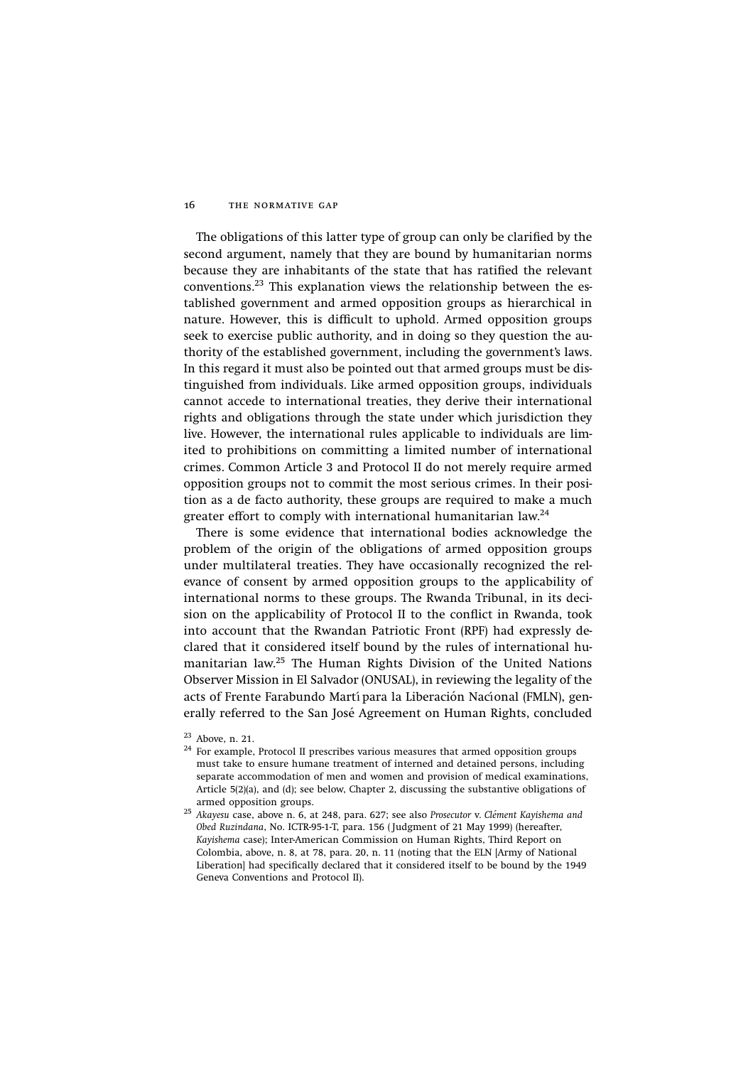The obligations of this latter type of group can only be clarified by the second argument, namely that they are bound by humanitarian norms because they are inhabitants of the state that has ratified the relevant conventions.[23] This explanation views the relationship between the established government and armed opposition groups as hierarchical in nature. However, this is difficult to uphold. Armed opposition groups seek to exercise public authority, and in doing so they question the authority of the established government, including the government's laws. In this regard it must also be pointed out that armed groups must be distinguished from individuals. Like armed opposition groups, individuals cannot accede to international treaties, they derive their international rights and obligations through the state under which jurisdiction they live. However, the international rules applicable to individuals are limited to prohibitions on committing a limited number of international crimes. Common Article 3 and Protocol II do not merely require armed opposition groups not to commit the most serious crimes. In their position as a de facto authority, these groups are required to make a much greater effort to comply with international humanitarian law.[24]

There is some evidence that international bodies acknowledge the problem of the origin of the obligations of armed opposition groups under multilateral treaties. They have occasionally recognized the relevance of consent by armed opposition groups to the applicability of international norms to these groups. The Rwanda Tribunal, in its decision on the applicability of Protocol II to the conflict in Rwanda, took into account that the Rwandan Patriotic Front (RPF) had expressly declared that it considered itself bound by the rules of international humanitarian law.[25] The Human Rights Division of the United Nations Observer Mission in El Salvador (ONUSAL), in reviewing the legality of the acts of Frente Farabundo Martí para la Liberación Nacional (FMLN), generally referred to the San José Agreement on Human Rights, concluded

[23] Above, n. 21.

[24] For example, Protocol II prescribes various measures that armed opposition groups must take to ensure humane treatment of interned and detained persons, including separate accommodation of men and women and provision of medical examinations, Article 5(2)(a), and (d); see below, Chapter 2, discussing the substantive obligations of armed opposition groups.

[25] *Akayesu* case, above n. 6, at 248, para. 627; see also *Prosecutor* v. *Clément Kayishema and Obed Ruzindana*, No. ICTR-95-1-T, para. 156 (Judgment of 21 May 1999) (hereafter, *Kayishema* case); Inter-American Commission on Human Rights, Third Report on Colombia, above, n. 8, at 78, para. 20, n. 11 (noting that the ELN [Army of National Liberation] had specifically declared that it considered itself to be bound by the 1949 Geneva Conventions and Protocol II).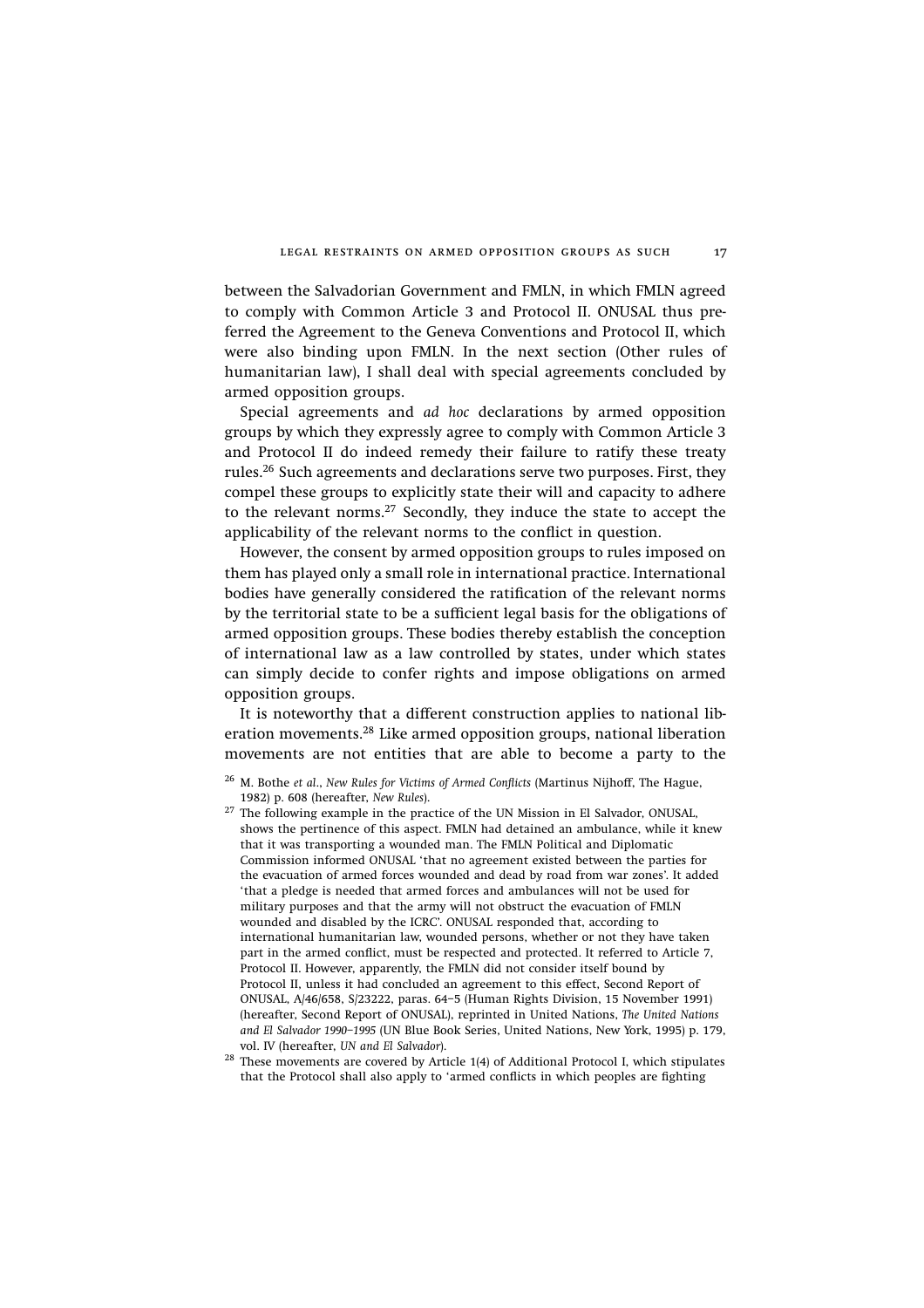between the Salvadorian Government and FMLN, in which FMLN agreed to comply with Common Article 3 and Protocol II. ONUSAL thus preferred the Agreement to the Geneva Conventions and Protocol II, which were also binding upon FMLN. In the next section (Other rules of humanitarian law), I shall deal with special agreements concluded by armed opposition groups.

Special agreements and *ad hoc* declarations by armed opposition groups by which they expressly agree to comply with Common Article 3 and Protocol II do indeed remedy their failure to ratify these treaty rules.[26] Such agreements and declarations serve two purposes. First, they compel these groups to explicitly state their will and capacity to adhere to the relevant norms.[27] Secondly, they induce the state to accept the applicability of the relevant norms to the conflict in question.

However, the consent by armed opposition groups to rules imposed on them has played only a small role in international practice. International bodies have generally considered the ratification of the relevant norms by the territorial state to be a sufficient legal basis for the obligations of armed opposition groups. These bodies thereby establish the conception of international law as a law controlled by states, under which states can simply decide to confer rights and impose obligations on armed opposition groups.

It is noteworthy that a different construction applies to national liberation movements.[28] Like armed opposition groups, national liberation movements are not entities that are able to become a party to the

[26] M. Bothe *et al.*, *New Rules for Victims of Armed Conflicts* (Martinus Nijhoff, The Hague, 1982) p. 608 (hereafter, *New Rules*).

[27] The following example in the practice of the UN Mission in El Salvador, ONUSAL, shows the pertinence of this aspect. FMLN had detained an ambulance, while it knew that it was transporting a wounded man. The FMLN Political and Diplomatic Commission informed ONUSAL 'that no agreement existed between the parties for the evacuation of armed forces wounded and dead by road from war zones'. It added 'that a pledge is needed that armed forces and ambulances will not be used for military purposes and that the army will not obstruct the evacuation of FMLN wounded and disabled by the ICRC'. ONUSAL responded that, according to international humanitarian law, wounded persons, whether or not they have taken part in the armed conflict, must be respected and protected. It referred to Article 7, Protocol II. However, apparently, the FMLN did not consider itself bound by Protocol II, unless it had concluded an agreement to this effect, Second Report of ONUSAL, A/46/658, S/23222, paras. 64–5 (Human Rights Division, 15 November 1991) (hereafter, Second Report of ONUSAL), reprinted in United Nations, *The United Nations and El Salvador 1990–1995* (UN Blue Book Series, United Nations, New York, 1995) p. 179, vol. IV (hereafter, *UN and El Salvador*).

[28] These movements are covered by Article 1(4) of Additional Protocol I, which stipulates that the Protocol shall also apply to 'armed conflicts in which peoples are fighting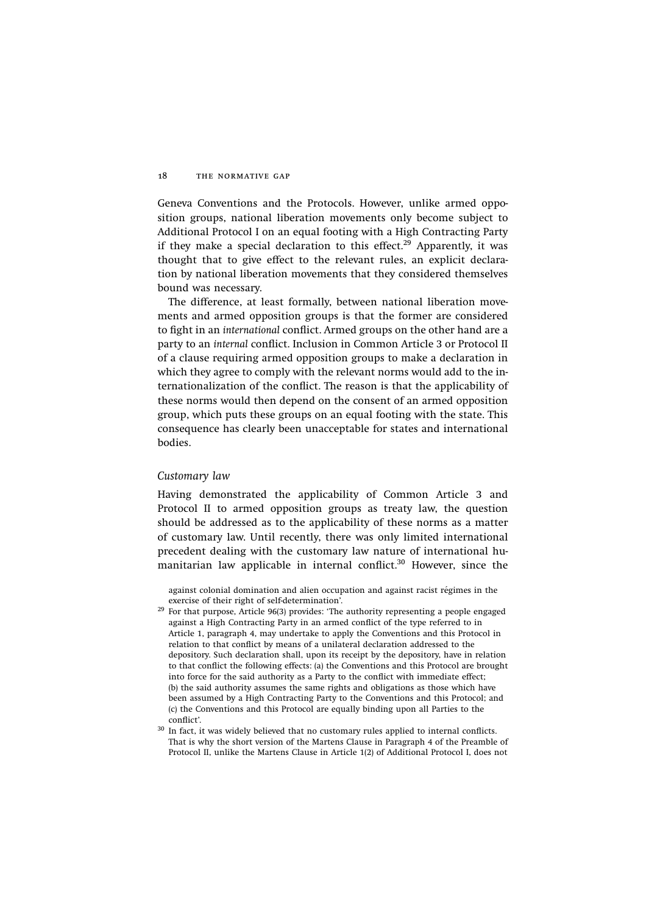Geneva Conventions and the Protocols. However, unlike armed opposition groups, national liberation movements only become subject to Additional Protocol I on an equal footing with a High Contracting Party if they make a special declaration to this effect.[29] Apparently, it was thought that to give effect to the relevant rules, an explicit declaration by national liberation movements that they considered themselves bound was necessary.

The difference, at least formally, between national liberation movements and armed opposition groups is that the former are considered to fight in an *international* conflict. Armed groups on the other hand are a party to an *internal* conflict. Inclusion in Common Article 3 or Protocol II of a clause requiring armed opposition groups to make a declaration in which they agree to comply with the relevant norms would add to the internationalization of the conflict. The reason is that the applicability of these norms would then depend on the consent of an armed opposition group, which puts these groups on an equal footing with the state. This consequence has clearly been unacceptable for states and international bodies.

### *Customary law*

Having demonstrated the applicability of Common Article 3 and Protocol II to armed opposition groups as treaty law, the question should be addressed as to the applicability of these norms as a matter of customary law. Until recently, there was only limited international precedent dealing with the customary law nature of international humanitarian law applicable in internal conflict.[30] However, since the

against colonial domination and alien occupation and against racist régimes in the exercise of their right of self-determination'.

[29] For that purpose, Article 96(3) provides: 'The authority representing a people engaged against a High Contracting Party in an armed conflict of the type referred to in Article 1, paragraph 4, may undertake to apply the Conventions and this Protocol in relation to that conflict by means of a unilateral declaration addressed to the depository. Such declaration shall, upon its receipt by the depository, have in relation to that conflict the following effects: (a) the Conventions and this Protocol are brought into force for the said authority as a Party to the conflict with immediate effect; (b) the said authority assumes the same rights and obligations as those which have been assumed by a High Contracting Party to the Conventions and this Protocol; and (c) the Conventions and this Protocol are equally binding upon all Parties to the conflict'.

[30] In fact, it was widely believed that no customary rules applied to internal conflicts. That is why the short version of the Martens Clause in Paragraph 4 of the Preamble of Protocol II, unlike the Martens Clause in Article 1(2) of Additional Protocol I, does not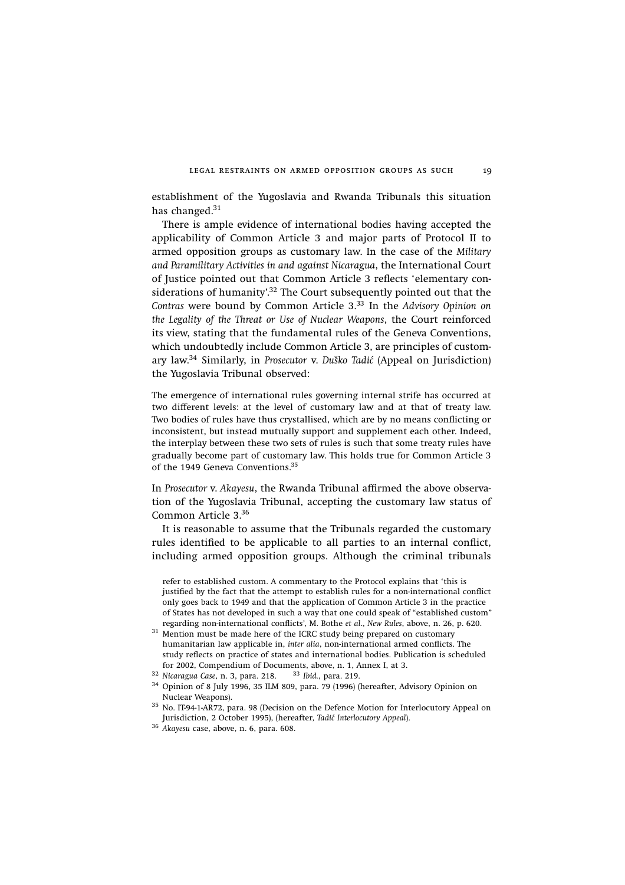establishment of the Yugoslavia and Rwanda Tribunals this situation has changed.[31]

There is ample evidence of international bodies having accepted the applicability of Common Article 3 and major parts of Protocol II to armed opposition groups as customary law. In the case of the *Military and Paramilitary Activities in and against Nicaragua*, the International Court of Justice pointed out that Common Article 3 reflects 'elementary considerations of humanity'.[32] The Court subsequently pointed out that the *Contras* were bound by Common Article 3.[33] In the *Advisory Opinion on the Legality of the Threat or Use of Nuclear Weapons*, the Court reinforced its view, stating that the fundamental rules of the Geneva Conventions, which undoubtedly include Common Article 3, are principles of customary law.[34] Similarly, in *Prosecutor* v. *Duško Tadić* (Appeal on Jurisdiction) the Yugoslavia Tribunal observed:

> The emergence of international rules governing internal strife has occurred at two different levels: at the level of customary law and at that of treaty law. Two bodies of rules have thus crystallised, which are by no means conflicting or inconsistent, but instead mutually support and supplement each other. Indeed, the interplay between these two sets of rules is such that some treaty rules have gradually become part of customary law. This holds true for Common Article 3 of the 1949 Geneva Conventions.[35]

In *Prosecutor* v. *Akayesu*, the Rwanda Tribunal affirmed the above observation of the Yugoslavia Tribunal, accepting the customary law status of Common Article 3.[36]

It is reasonable to assume that the Tribunals regarded the customary rules identified to be applicable to all parties to an internal conflict, including armed opposition groups. Although the criminal tribunals

---

refer to established custom. A commentary to the Protocol explains that 'this is justified by the fact that the attempt to establish rules for a non-international conflict only goes back to 1949 and that the application of Common Article 3 in the practice of States has not developed in such a way that one could speak of "established custom" regarding non-international conflicts', M. Bothe *et al*., *New Rules*, above, n. 26, p. 620.

[31] Mention must be made here of the ICRC study being prepared on customary humanitarian law applicable in, *inter alia*, non-international armed conflicts. The study reflects on practice of states and international bodies. Publication is scheduled for 2002, Compendium of Documents, above, n. 1, Annex I, at 3.

[32] *Nicaragua Case*, n. 3, para. 218.

[33] *Ibid.*, para. 219.

[34] Opinion of 8 July 1996, 35 ILM 809, para. 79 (1996) (hereafter, Advisory Opinion on Nuclear Weapons).

[35] No. IT-94-1-AR72, para. 98 (Decision on the Defence Motion for Interlocutory Appeal on Jurisdiction, 2 October 1995), (hereafter, *Tadić Interlocutory Appeal*).

[36] *Akayesu* case, above, n. 6, para. 608.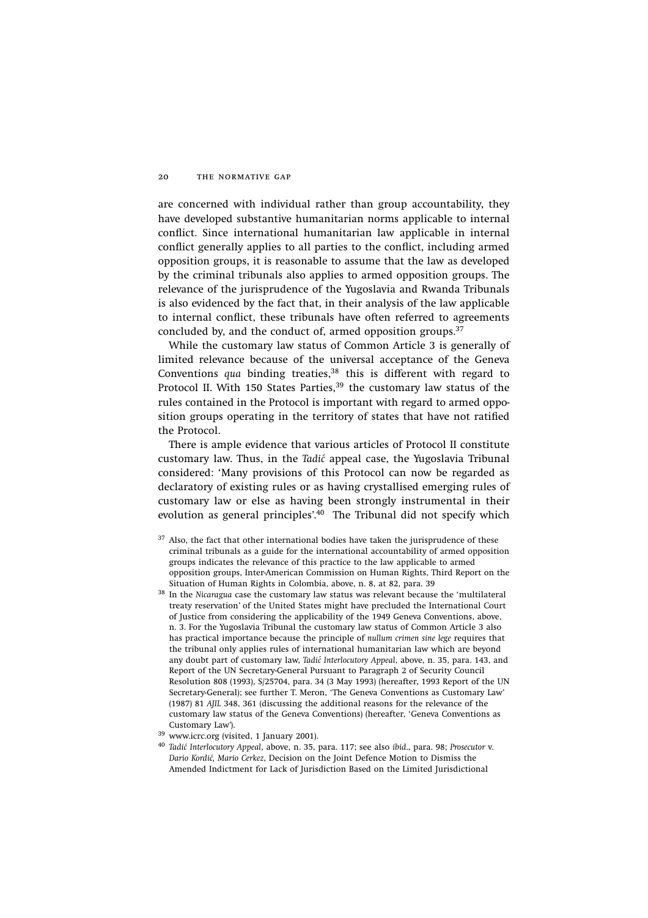are concerned with individual rather than group accountability, they have developed substantive humanitarian norms applicable to internal conflict. Since international humanitarian law applicable in internal conflict generally applies to all parties to the conflict, including armed opposition groups, it is reasonable to assume that the law as developed by the criminal tribunals also applies to armed opposition groups. The relevance of the jurisprudence of the Yugoslavia and Rwanda Tribunals is also evidenced by the fact that, in their analysis of the law applicable to internal conflict, these tribunals have often referred to agreements concluded by, and the conduct of, armed opposition groups.[37]

While the customary law status of Common Article 3 is generally of limited relevance because of the universal acceptance of the Geneva Conventions *qua* binding treaties,[38] this is different with regard to Protocol II. With 150 States Parties,[39] the customary law status of the rules contained in the Protocol is important with regard to armed opposition groups operating in the territory of states that have not ratified the Protocol.

There is ample evidence that various articles of Protocol II constitute customary law. Thus, in the *Tadić* appeal case, the Yugoslavia Tribunal considered: 'Many provisions of this Protocol can now be regarded as declaratory of existing rules or as having crystallised emerging rules of customary law or else as having been strongly instrumental in their evolution as general principles'.[40] The Tribunal did not specify which

[37] Also, the fact that other international bodies have taken the jurisprudence of these criminal tribunals as a guide for the international accountability of armed opposition groups indicates the relevance of this practice to the law applicable to armed opposition groups, Inter-American Commission on Human Rights, Third Report on the Situation of Human Rights in Colombia, above, n. 8, at 82, para. 39

[38] In the *Nicaragua* case the customary law status was relevant because the 'multilateral treaty reservation' of the United States might have precluded the International Court of Justice from considering the applicability of the 1949 Geneva Conventions, above, n. 3. For the Yugoslavia Tribunal the customary law status of Common Article 3 also has practical importance because the principle of *nullum crimen sine lege* requires that the tribunal only applies rules of international humanitarian law which are beyond any doubt part of customary law, *Tadić Interlocutory Appeal*, above, n. 35, para. 143, and Report of the UN Secretary-General Pursuant to Paragraph 2 of Security Council Resolution 808 (1993), S/25704, para. 34 (3 May 1993) (hereafter, 1993 Report of the UN Secretary-General); see further T. Meron, 'The Geneva Conventions as Customary Law' (1987) 81 *AJIL* 348, 361 (discussing the additional reasons for the relevance of the customary law status of the Geneva Conventions) (hereafter, 'Geneva Conventions as Customary Law').

[39] www.icrc.org (visited, 1 January 2001).

[40] *Tadić Interlocutory Appeal*, above, n. 35, para. 117; see also *ibid*., para. 98; *Prosecutor* v. *Dario Kordić, Mario Cerkez*, Decision on the Joint Defence Motion to Dismiss the Amended Indictment for Lack of Jurisdiction Based on the Limited Jurisdictional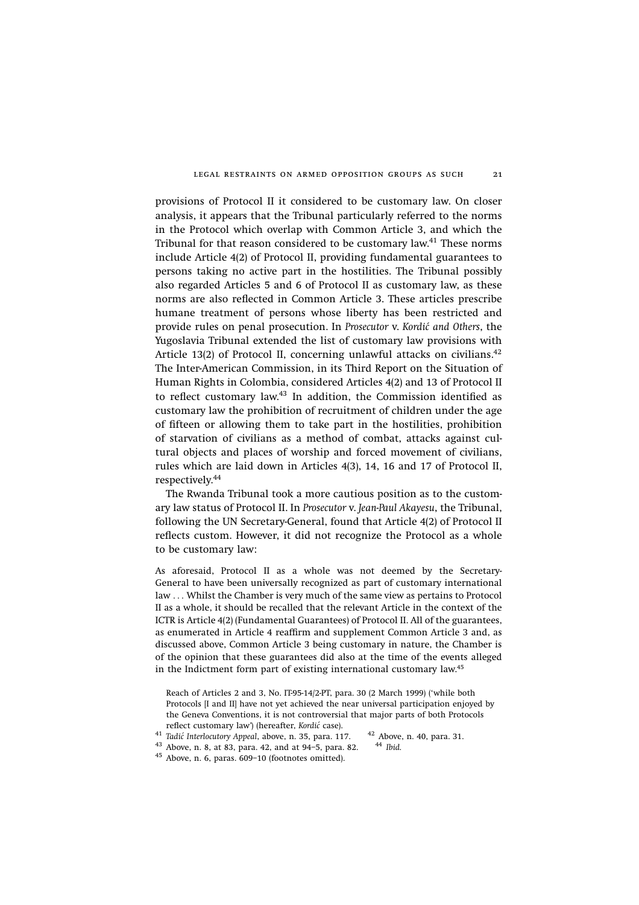provisions of Protocol II it considered to be customary law. On closer analysis, it appears that the Tribunal particularly referred to the norms in the Protocol which overlap with Common Article 3, and which the Tribunal for that reason considered to be customary law.[41] These norms include Article 4(2) of Protocol II, providing fundamental guarantees to persons taking no active part in the hostilities. The Tribunal possibly also regarded Articles 5 and 6 of Protocol II as customary law, as these norms are also reflected in Common Article 3. These articles prescribe humane treatment of persons whose liberty has been restricted and provide rules on penal prosecution. In *Prosecutor* v. *Kordić and Others*, the Yugoslavia Tribunal extended the list of customary law provisions with Article 13(2) of Protocol II, concerning unlawful attacks on civilians.[42] The Inter-American Commission, in its Third Report on the Situation of Human Rights in Colombia, considered Articles 4(2) and 13 of Protocol II to reflect customary law.[43] In addition, the Commission identified as customary law the prohibition of recruitment of children under the age of fifteen or allowing them to take part in the hostilities, prohibition of starvation of civilians as a method of combat, attacks against cultural objects and places of worship and forced movement of civilians, rules which are laid down in Articles 4(3), 14, 16 and 17 of Protocol II, respectively.[44]

The Rwanda Tribunal took a more cautious position as to the customary law status of Protocol II. In *Prosecutor* v. *Jean-Paul Akayesu*, the Tribunal, following the UN Secretary-General, found that Article 4(2) of Protocol II reflects custom. However, it did not recognize the Protocol as a whole to be customary law:

> As aforesaid, Protocol II as a whole was not deemed by the Secretary-General to have been universally recognized as part of customary international law . . . Whilst the Chamber is very much of the same view as pertains to Protocol II as a whole, it should be recalled that the relevant Article in the context of the ICTR is Article 4(2) (Fundamental Guarantees) of Protocol II. All of the guarantees, as enumerated in Article 4 reaffirm and supplement Common Article 3 and, as discussed above, Common Article 3 being customary in nature, the Chamber is of the opinion that these guarantees did also at the time of the events alleged in the Indictment form part of existing international customary law.[45]

Reach of Articles 2 and 3, No. IT-95-14/2-PT, para. 30 (2 March 1999) ('while both Protocols [I and II] have not yet achieved the near universal participation enjoyed by the Geneva Conventions, it is not controversial that major parts of both Protocols reflect customary law') (hereafter, *Kordić* case).

[41] *Tadić Interlocutory Appeal*, above, n. 35, para. 117.

[42] Above, n. 40, para. 31.

[43] Above, n. 8, at 83, para. 42, and at 94–5, para. 82.

[44] *Ibid.*

[45] Above, n. 6, paras. 609–10 (footnotes omitted).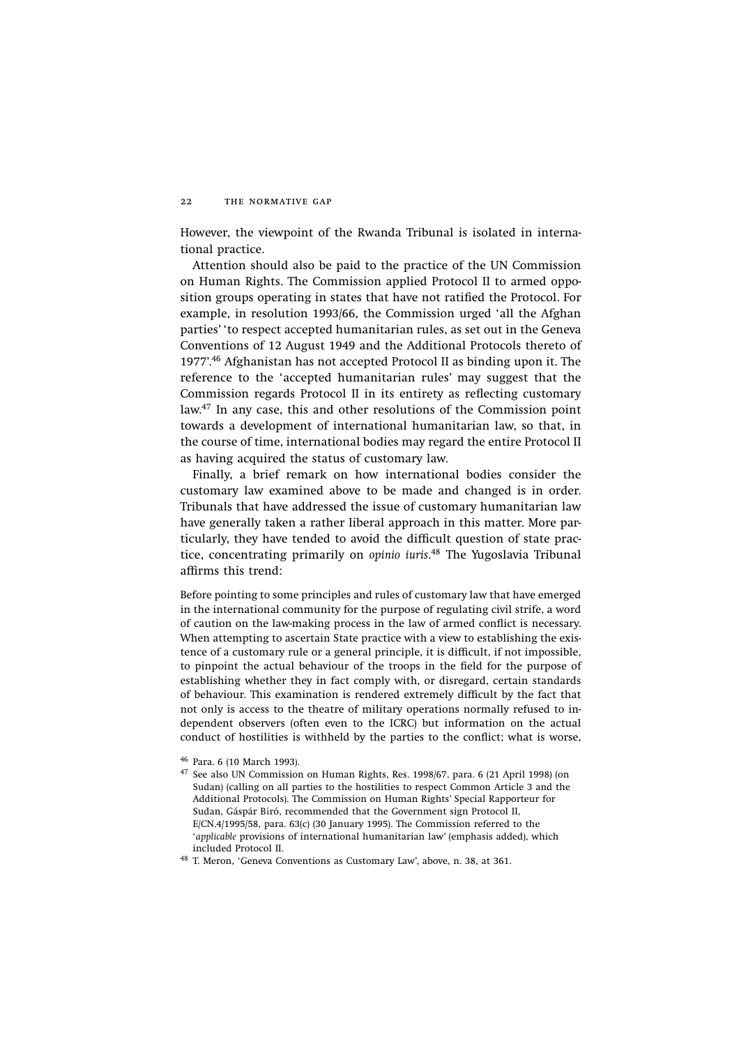However, the viewpoint of the Rwanda Tribunal is isolated in international practice.

Attention should also be paid to the practice of the UN Commission on Human Rights. The Commission applied Protocol II to armed opposition groups operating in states that have not ratified the Protocol. For example, in resolution 1993/66, the Commission urged 'all the Afghan parties' 'to respect accepted humanitarian rules, as set out in the Geneva Conventions of 12 August 1949 and the Additional Protocols thereto of 1977'.[46] Afghanistan has not accepted Protocol II as binding upon it. The reference to the 'accepted humanitarian rules' may suggest that the Commission regards Protocol II in its entirety as reflecting customary law.[47] In any case, this and other resolutions of the Commission point towards a development of international humanitarian law, so that, in the course of time, international bodies may regard the entire Protocol II as having acquired the status of customary law.

Finally, a brief remark on how international bodies consider the customary law examined above to be made and changed is in order. Tribunals that have addressed the issue of customary humanitarian law have generally taken a rather liberal approach in this matter. More particularly, they have tended to avoid the difficult question of state practice, concentrating primarily on *opinio iuris*.[48] The Yugoslavia Tribunal affirms this trend:

> Before pointing to some principles and rules of customary law that have emerged in the international community for the purpose of regulating civil strife, a word of caution on the law-making process in the law of armed conflict is necessary. When attempting to ascertain State practice with a view to establishing the existence of a customary rule or a general principle, it is difficult, if not impossible, to pinpoint the actual behaviour of the troops in the field for the purpose of establishing whether they in fact comply with, or disregard, certain standards of behaviour. This examination is rendered extremely difficult by the fact that not only is access to the theatre of military operations normally refused to independent observers (often even to the ICRC) but information on the actual conduct of hostilities is withheld by the parties to the conflict; what is worse,

[46] Para. 6 (10 March 1993).

[47] See also UN Commission on Human Rights, Res. 1998/67, para. 6 (21 April 1998) (on Sudan) (calling on all parties to the hostilities to respect Common Article 3 and the Additional Protocols). The Commission on Human Rights' Special Rapporteur for Sudan, Gáspár Bíró, recommended that the Government sign Protocol II, E/CN.4/1995/58, para. 63(c) (30 January 1995). The Commission referred to the '*applicable* provisions of international humanitarian law' (emphasis added), which included Protocol II.

[48] T. Meron, 'Geneva Conventions as Customary Law', above, n. 38, at 361.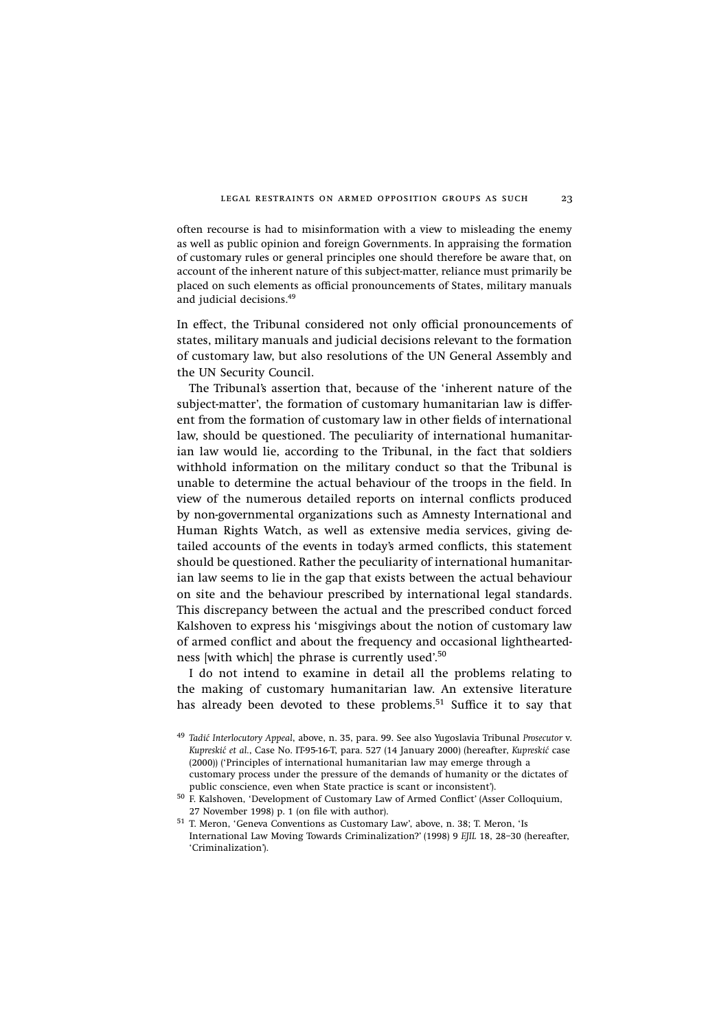often recourse is had to misinformation with a view to misleading the enemy as well as public opinion and foreign Governments. In appraising the formation of customary rules or general principles one should therefore be aware that, on account of the inherent nature of this subject-matter, reliance must primarily be placed on such elements as official pronouncements of States, military manuals and judicial decisions.[49]

In effect, the Tribunal considered not only official pronouncements of states, military manuals and judicial decisions relevant to the formation of customary law, but also resolutions of the UN General Assembly and the UN Security Council.

The Tribunal's assertion that, because of the 'inherent nature of the subject-matter', the formation of customary humanitarian law is different from the formation of customary law in other fields of international law, should be questioned. The peculiarity of international humanitarian law would lie, according to the Tribunal, in the fact that soldiers withhold information on the military conduct so that the Tribunal is unable to determine the actual behaviour of the troops in the field. In view of the numerous detailed reports on internal conflicts produced by non-governmental organizations such as Amnesty International and Human Rights Watch, as well as extensive media services, giving detailed accounts of the events in today's armed conflicts, this statement should be questioned. Rather the peculiarity of international humanitarian law seems to lie in the gap that exists between the actual behaviour on site and the behaviour prescribed by international legal standards. This discrepancy between the actual and the prescribed conduct forced Kalshoven to express his 'misgivings about the notion of customary law of armed conflict and about the frequency and occasional lightheartedness [with which] the phrase is currently used'.[50]

I do not intend to examine in detail all the problems relating to the making of customary humanitarian law. An extensive literature has already been devoted to these problems.[51] Suffice it to say that

[49] *Tadić Interlocutory Appeal*, above, n. 35, para. 99. See also Yugoslavia Tribunal *Prosecutor* v. *Kupreskić et al.*, Case No. IT-95-16-T, para. 527 (14 January 2000) (hereafter, *Kupreskić* case (2000)) ('Principles of international humanitarian law may emerge through a customary process under the pressure of the demands of humanity or the dictates of public conscience, even when State practice is scant or inconsistent').

[50] F. Kalshoven, 'Development of Customary Law of Armed Conflict' (Asser Colloquium, 27 November 1998) p. 1 (on file with author).

[51] T. Meron, 'Geneva Conventions as Customary Law', above, n. 38; T. Meron, 'Is International Law Moving Towards Criminalization?' (1998) 9 *EJIL* 18, 28–30 (hereafter, 'Criminalization').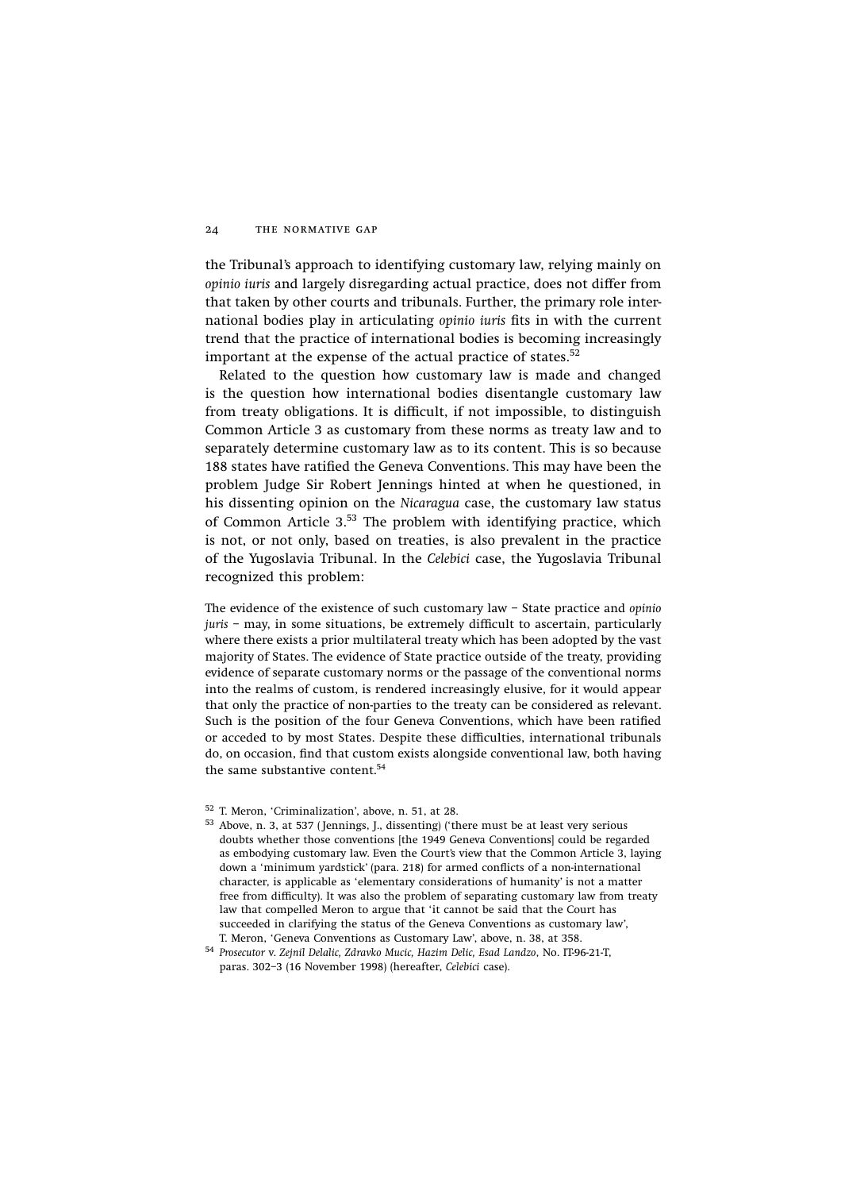the Tribunal's approach to identifying customary law, relying mainly on *opinio iuris* and largely disregarding actual practice, does not differ from that taken by other courts and tribunals. Further, the primary role international bodies play in articulating *opinio iuris* fits in with the current trend that the practice of international bodies is becoming increasingly important at the expense of the actual practice of states.[52]

Related to the question how customary law is made and changed is the question how international bodies disentangle customary law from treaty obligations. It is difficult, if not impossible, to distinguish Common Article 3 as customary from these norms as treaty law and to separately determine customary law as to its content. This is so because 188 states have ratified the Geneva Conventions. This may have been the problem Judge Sir Robert Jennings hinted at when he questioned, in his dissenting opinion on the *Nicaragua* case, the customary law status of Common Article 3.[53] The problem with identifying practice, which is not, or not only, based on treaties, is also prevalent in the practice of the Yugoslavia Tribunal. In the *Celebici* case, the Yugoslavia Tribunal recognized this problem:

> The evidence of the existence of such customary law – State practice and *opinio juris* – may, in some situations, be extremely difficult to ascertain, particularly where there exists a prior multilateral treaty which has been adopted by the vast majority of States. The evidence of State practice outside of the treaty, providing evidence of separate customary norms or the passage of the conventional norms into the realms of custom, is rendered increasingly elusive, for it would appear that only the practice of non-parties to the treaty can be considered as relevant. Such is the position of the four Geneva Conventions, which have been ratified or acceded to by most States. Despite these difficulties, international tribunals do, on occasion, find that custom exists alongside conventional law, both having the same substantive content.[54]

---

[52] T. Meron, 'Criminalization', above, n. 51, at 28.

[53] Above, n. 3, at 537 (Jennings, J., dissenting) ('there must be at least very serious doubts whether those conventions [the 1949 Geneva Conventions] could be regarded as embodying customary law. Even the Court's view that the Common Article 3, laying down a 'minimum yardstick' (para. 218) for armed conflicts of a non-international character, is applicable as 'elementary considerations of humanity' is not a matter free from difficulty). It was also the problem of separating customary law from treaty law that compelled Meron to argue that 'it cannot be said that the Court has succeeded in clarifying the status of the Geneva Conventions as customary law', T. Meron, 'Geneva Conventions as Customary Law', above, n. 38, at 358.

[54] *Prosecutor* v. *Zejnil Delalic, Zdravko Mucic, Hazim Delic, Esad Landzo*, No. IT-96-21-T, paras. 302–3 (16 November 1998) (hereafter, *Celebici* case).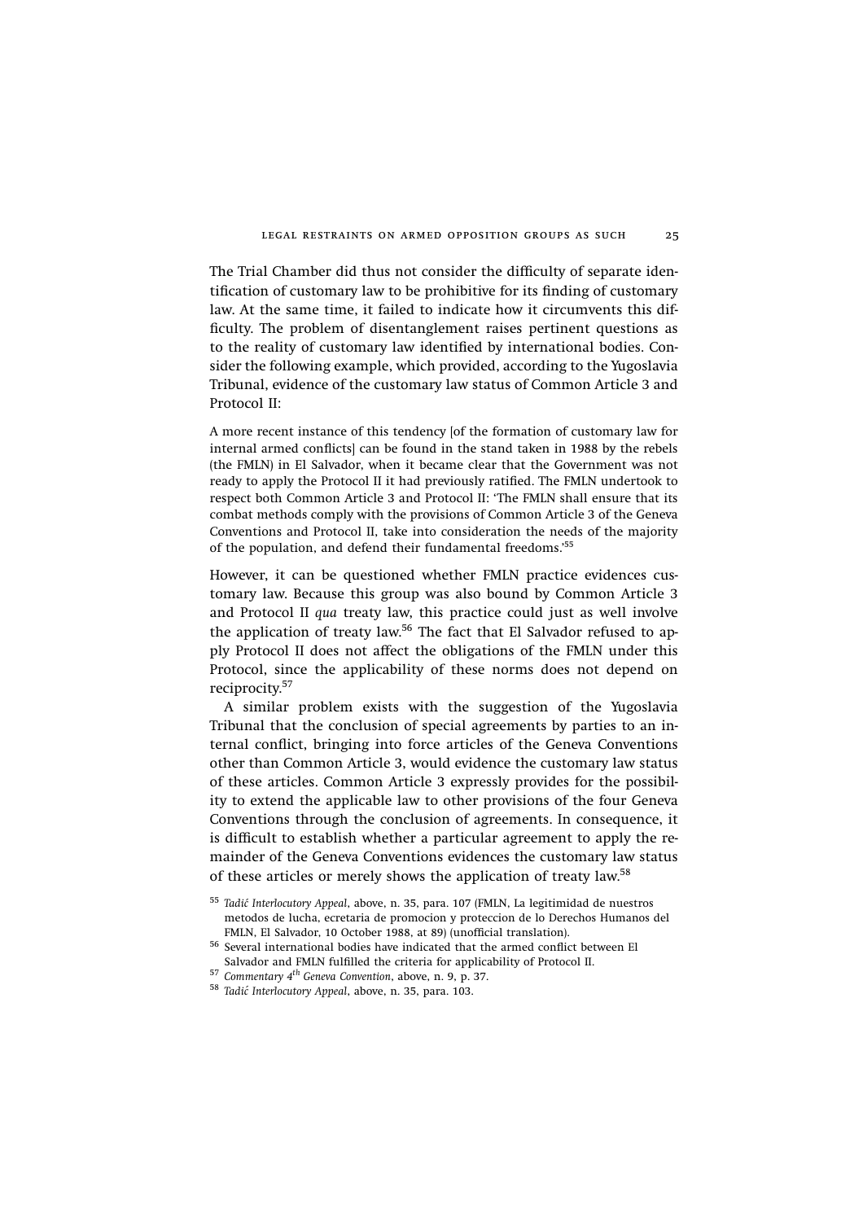The Trial Chamber did thus not consider the difficulty of separate identification of customary law to be prohibitive for its finding of customary law. At the same time, it failed to indicate how it circumvents this difficulty. The problem of disentanglement raises pertinent questions as to the reality of customary law identified by international bodies. Consider the following example, which provided, according to the Yugoslavia Tribunal, evidence of the customary law status of Common Article 3 and Protocol II:

> A more recent instance of this tendency [of the formation of customary law for internal armed conflicts] can be found in the stand taken in 1988 by the rebels (the FMLN) in El Salvador, when it became clear that the Government was not ready to apply the Protocol II it had previously ratified. The FMLN undertook to respect both Common Article 3 and Protocol II: 'The FMLN shall ensure that its combat methods comply with the provisions of Common Article 3 of the Geneva Conventions and Protocol II, take into consideration the needs of the majority of the population, and defend their fundamental freedoms.'[55]

However, it can be questioned whether FMLN practice evidences customary law. Because this group was also bound by Common Article 3 and Protocol II *qua* treaty law, this practice could just as well involve the application of treaty law.[56] The fact that El Salvador refused to apply Protocol II does not affect the obligations of the FMLN under this Protocol, since the applicability of these norms does not depend on reciprocity.[57]

A similar problem exists with the suggestion of the Yugoslavia Tribunal that the conclusion of special agreements by parties to an internal conflict, bringing into force articles of the Geneva Conventions other than Common Article 3, would evidence the customary law status of these articles. Common Article 3 expressly provides for the possibility to extend the applicable law to other provisions of the four Geneva Conventions through the conclusion of agreements. In consequence, it is difficult to establish whether a particular agreement to apply the remainder of the Geneva Conventions evidences the customary law status of these articles or merely shows the application of treaty law.[58]

[55] *Tadić Interlocutory Appeal*, above, n. 35, para. 107 (FMLN, La legitimidad de nuestros metodos de lucha, ecretaria de promocion y proteccion de lo Derechos Humanos del FMLN, El Salvador, 10 October 1988, at 89) (unofficial translation).

[56] Several international bodies have indicated that the armed conflict between El Salvador and FMLN fulfilled the criteria for applicability of Protocol II.

[57] *Commentary 4th Geneva Convention*, above, n. 9, p. 37.

[58] *Tadić Interlocutory Appeal*, above, n. 35, para. 103.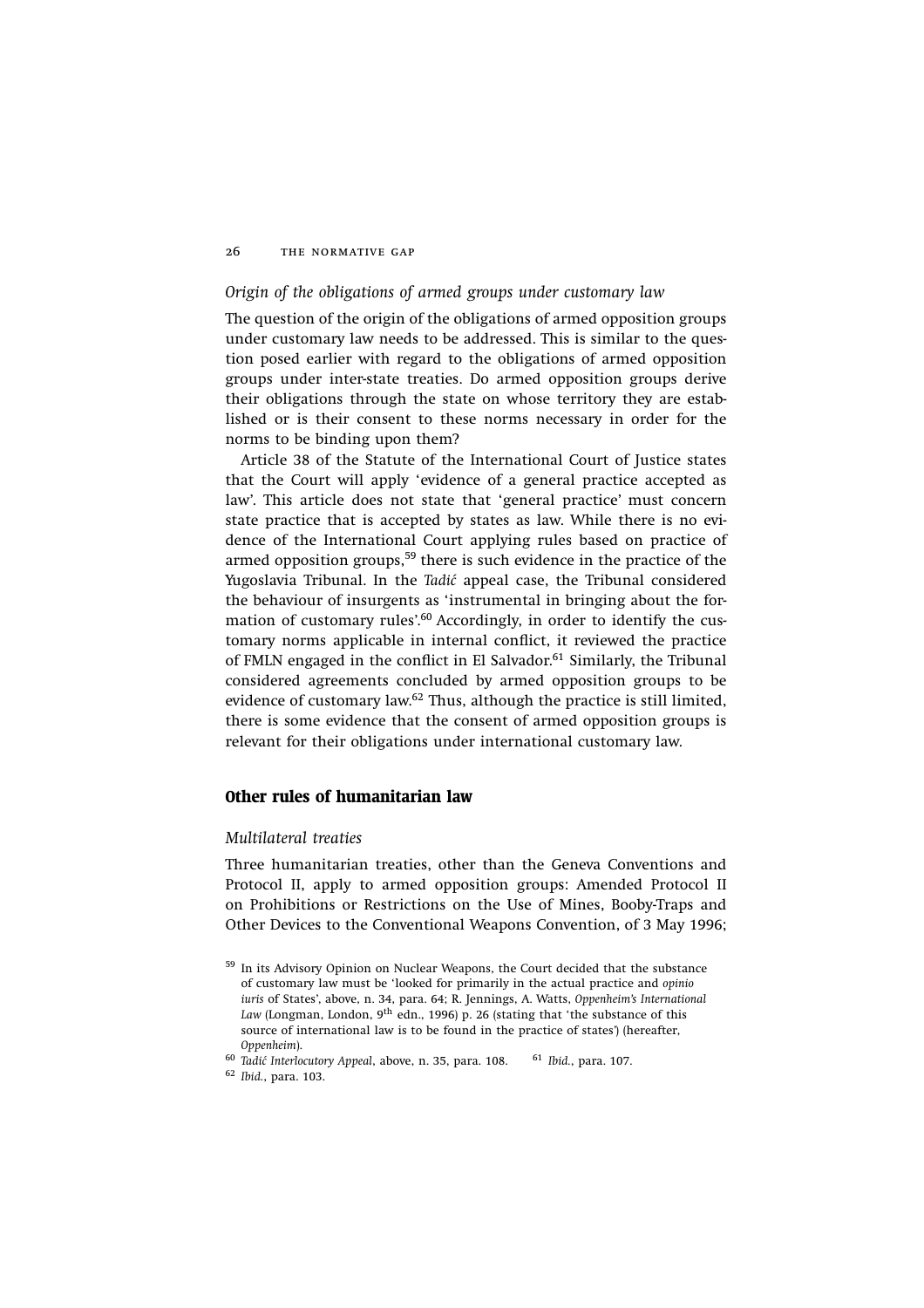### *Origin of the obligations of armed groups under customary law*

The question of the origin of the obligations of armed opposition groups under customary law needs to be addressed. This is similar to the question posed earlier with regard to the obligations of armed opposition groups under inter-state treaties. Do armed opposition groups derive their obligations through the state on whose territory they are established or is their consent to these norms necessary in order for the norms to be binding upon them?

Article 38 of the Statute of the International Court of Justice states that the Court will apply 'evidence of a general practice accepted as law'. This article does not state that 'general practice' must concern state practice that is accepted by states as law. While there is no evidence of the International Court applying rules based on practice of armed opposition groups,[59] there is such evidence in the practice of the Yugoslavia Tribunal. In the *Tadić* appeal case, the Tribunal considered the behaviour of insurgents as 'instrumental in bringing about the formation of customary rules'.[60] Accordingly, in order to identify the customary norms applicable in internal conflict, it reviewed the practice of FMLN engaged in the conflict in El Salvador.[61] Similarly, the Tribunal considered agreements concluded by armed opposition groups to be evidence of customary law.[62] Thus, although the practice is still limited, there is some evidence that the consent of armed opposition groups is relevant for their obligations under international customary law.

## **Other rules of humanitarian law**

### *Multilateral treaties*

Three humanitarian treaties, other than the Geneva Conventions and Protocol II, apply to armed opposition groups: Amended Protocol II on Prohibitions or Restrictions on the Use of Mines, Booby-Traps and Other Devices to the Conventional Weapons Convention, of 3 May 1996;

---

[59] In its Advisory Opinion on Nuclear Weapons, the Court decided that the substance of customary law must be 'looked for primarily in the actual practice and *opinio iuris* of States', above, n. 34, para. 64; R. Jennings, A. Watts, *Oppenheim's International Law* (Longman, London, 9th edn., 1996) p. 26 (stating that 'the substance of this source of international law is to be found in the practice of states') (hereafter, *Oppenheim*).

[60] *Tadić Interlocutory Appeal*, above, n. 35, para. 108.

[61] *Ibid.*, para. 107.

[62] *Ibid.*, para. 103.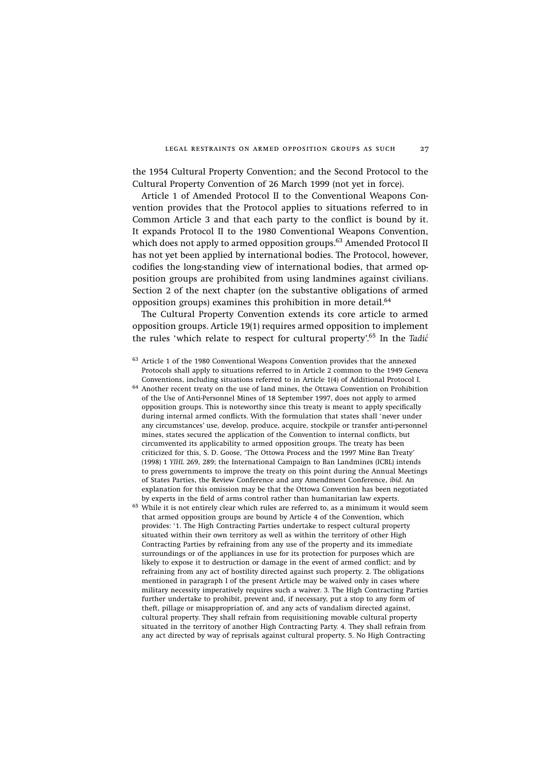the 1954 Cultural Property Convention; and the Second Protocol to the Cultural Property Convention of 26 March 1999 (not yet in force).

Article 1 of Amended Protocol II to the Conventional Weapons Convention provides that the Protocol applies to situations referred to in Common Article 3 and that each party to the conflict is bound by it. It expands Protocol II to the 1980 Conventional Weapons Convention, which does not apply to armed opposition groups.[63] Amended Protocol II has not yet been applied by international bodies. The Protocol, however, codifies the long-standing view of international bodies, that armed opposition groups are prohibited from using landmines against civilians. Section 2 of the next chapter (on the substantive obligations of armed opposition groups) examines this prohibition in more detail.[64]

The Cultural Property Convention extends its core article to armed opposition groups. Article 19(1) requires armed opposition to implement the rules 'which relate to respect for cultural property'.[65] In the *Tadić*

[63] Article 1 of the 1980 Conventional Weapons Convention provides that the annexed Protocols shall apply to situations referred to in Article 2 common to the 1949 Geneva Conventions, including situations referred to in Article 1(4) of Additional Protocol I.

[64] Another recent treaty on the use of land mines, the Ottawa Convention on Prohibition of the Use of Anti-Personnel Mines of 18 September 1997, does not apply to armed opposition groups. This is noteworthy since this treaty is meant to apply specifically during internal armed conflicts. With the formulation that states shall 'never under any circumstances' use, develop, produce, acquire, stockpile or transfer anti-personnel mines, states secured the application of the Convention to internal conflicts, but circumvented its applicability to armed opposition groups. The treaty has been criticized for this, S. D. Goose, 'The Ottowa Process and the 1997 Mine Ban Treaty' (1998) 1 *YIHL* 269, 289; the International Campaign to Ban Landmines (ICBL) intends to press governments to improve the treaty on this point during the Annual Meetings of States Parties, the Review Conference and any Amendment Conference, *ibid*. An explanation for this omission may be that the Ottowa Convention has been negotiated by experts in the field of arms control rather than humanitarian law experts.

[65] While it is not entirely clear which rules are referred to, as a minimum it would seem that armed opposition groups are bound by Article 4 of the Convention, which provides: '1. The High Contracting Parties undertake to respect cultural property situated within their own territory as well as within the territory of other High Contracting Parties by refraining from any use of the property and its immediate surroundings or of the appliances in use for its protection for purposes which are likely to expose it to destruction or damage in the event of armed conflict; and by refraining from any act of hostility directed against such property. 2. The obligations mentioned in paragraph I of the present Article may be waived only in cases where military necessity imperatively requires such a waiver. 3. The High Contracting Parties further undertake to prohibit, prevent and, if necessary, put a stop to any form of theft, pillage or misappropriation of, and any acts of vandalism directed against, cultural property. They shall refrain from requisitioning movable cultural property situated in the territory of another High Contracting Party. 4. They shall refrain from any act directed by way of reprisals against cultural property. 5. No High Contracting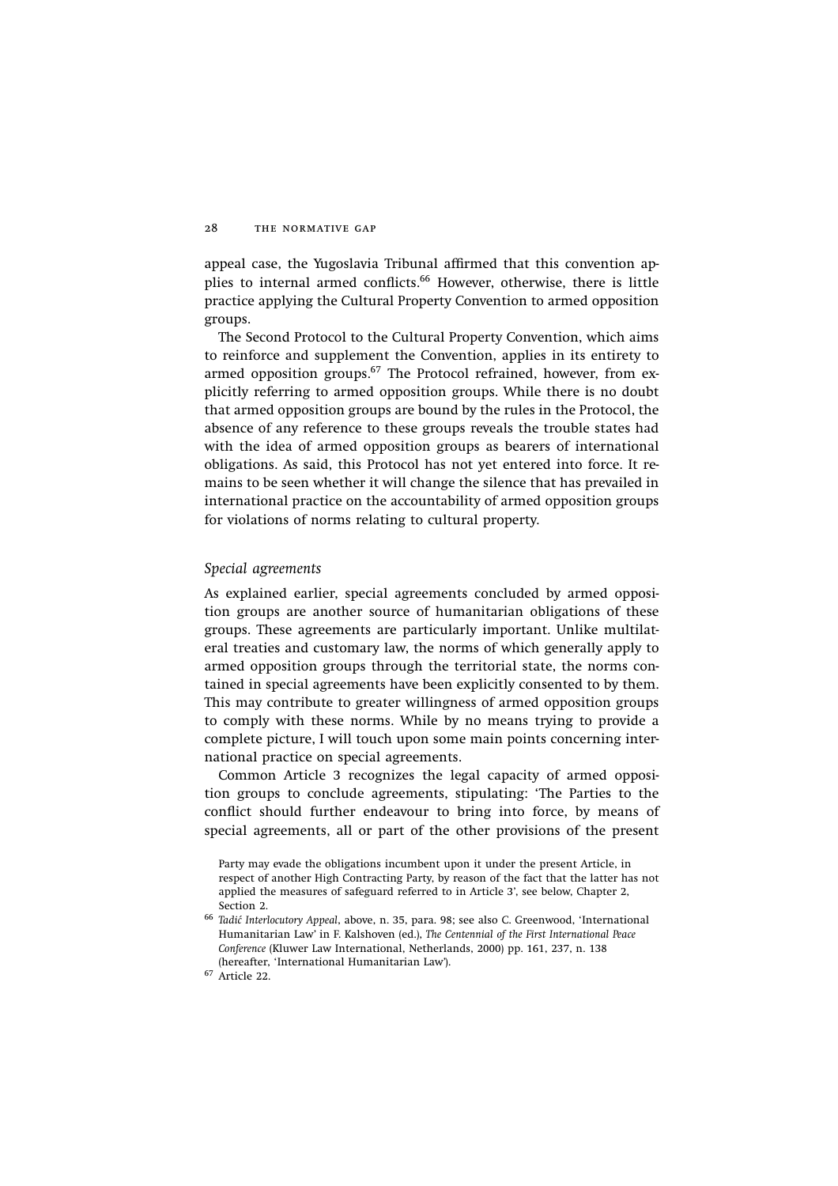appeal case, the Yugoslavia Tribunal affirmed that this convention applies to internal armed conflicts.[66] However, otherwise, there is little practice applying the Cultural Property Convention to armed opposition groups.

The Second Protocol to the Cultural Property Convention, which aims to reinforce and supplement the Convention, applies in its entirety to armed opposition groups.[67] The Protocol refrained, however, from explicitly referring to armed opposition groups. While there is no doubt that armed opposition groups are bound by the rules in the Protocol, the absence of any reference to these groups reveals the trouble states had with the idea of armed opposition groups as bearers of international obligations. As said, this Protocol has not yet entered into force. It remains to be seen whether it will change the silence that has prevailed in international practice on the accountability of armed opposition groups for violations of norms relating to cultural property.

### *Special agreements*

As explained earlier, special agreements concluded by armed opposition groups are another source of humanitarian obligations of these groups. These agreements are particularly important. Unlike multilateral treaties and customary law, the norms of which generally apply to armed opposition groups through the territorial state, the norms contained in special agreements have been explicitly consented to by them. This may contribute to greater willingness of armed opposition groups to comply with these norms. While by no means trying to provide a complete picture, I will touch upon some main points concerning international practice on special agreements.

Common Article 3 recognizes the legal capacity of armed opposition groups to conclude agreements, stipulating: 'The Parties to the conflict should further endeavour to bring into force, by means of special agreements, all or part of the other provisions of the present

Party may evade the obligations incumbent upon it under the present Article, in respect of another High Contracting Party, by reason of the fact that the latter has not applied the measures of safeguard referred to in Article 3', see below, Chapter 2, Section 2.

[66] *Tadić Interlocutory Appeal*, above, n. 35, para. 98; see also C. Greenwood, 'International Humanitarian Law' in F. Kalshoven (ed.), *The Centennial of the First International Peace Conference* (Kluwer Law International, Netherlands, 2000) pp. 161, 237, n. 138 (hereafter, 'International Humanitarian Law').

[67] Article 22.